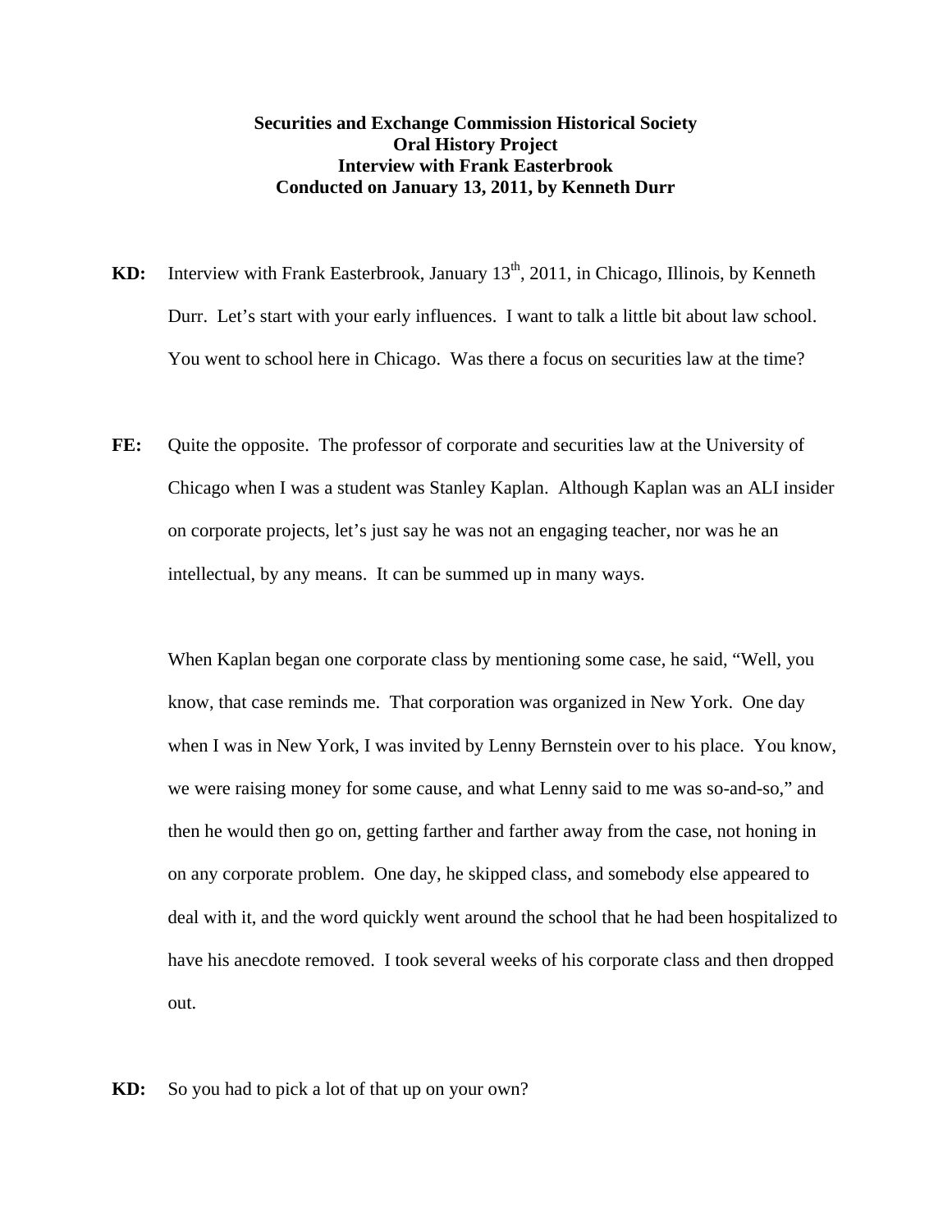**Securities and Exchange Commission Historical Society**
**Oral History Project**
**Interview with Frank Easterbrook**
**Conducted on January 13, 2011, by Kenneth Durr**

**KD:** Interview with Frank Easterbrook, January 13th, 2011, in Chicago, Illinois, by Kenneth Durr. Let's start with your early influences. I want to talk a little bit about law school. You went to school here in Chicago. Was there a focus on securities law at the time?

**FE:** Quite the opposite. The professor of corporate and securities law at the University of Chicago when I was a student was Stanley Kaplan. Although Kaplan was an ALI insider on corporate projects, let's just say he was not an engaging teacher, nor was he an intellectual, by any means. It can be summed up in many ways.

When Kaplan began one corporate class by mentioning some case, he said, "Well, you know, that case reminds me. That corporation was organized in New York. One day when I was in New York, I was invited by Lenny Bernstein over to his place. You know, we were raising money for some cause, and what Lenny said to me was so-and-so," and then he would then go on, getting farther and farther away from the case, not honing in on any corporate problem. One day, he skipped class, and somebody else appeared to deal with it, and the word quickly went around the school that he had been hospitalized to have his anecdote removed. I took several weeks of his corporate class and then dropped out.

**KD:** So you had to pick a lot of that up on your own?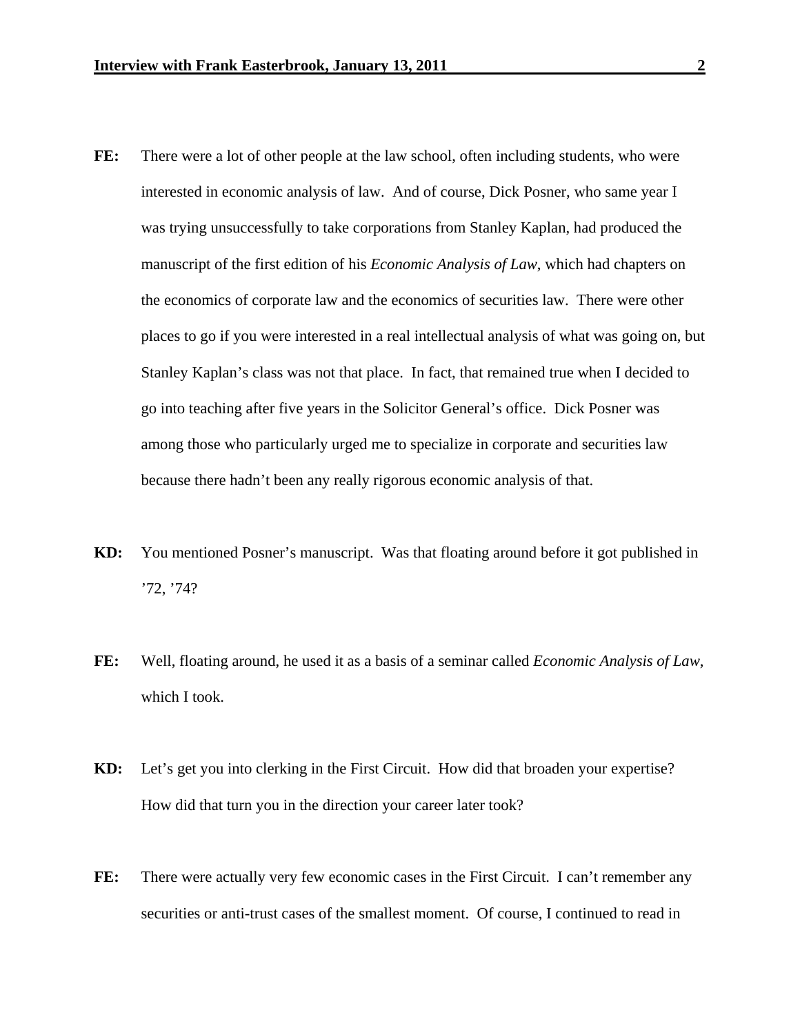**FE:** There were a lot of other people at the law school, often including students, who were interested in economic analysis of law. And of course, Dick Posner, who same year I was trying unsuccessfully to take corporations from Stanley Kaplan, had produced the manuscript of the first edition of his *Economic Analysis of Law*, which had chapters on the economics of corporate law and the economics of securities law. There were other places to go if you were interested in a real intellectual analysis of what was going on, but Stanley Kaplan's class was not that place. In fact, that remained true when I decided to go into teaching after five years in the Solicitor General's office. Dick Posner was among those who particularly urged me to specialize in corporate and securities law because there hadn't been any really rigorous economic analysis of that.

**KD:** You mentioned Posner's manuscript. Was that floating around before it got published in '72, '74?

**FE:** Well, floating around, he used it as a basis of a seminar called *Economic Analysis of Law*, which I took.

**KD:** Let's get you into clerking in the First Circuit. How did that broaden your expertise? How did that turn you in the direction your career later took?

**FE:** There were actually very few economic cases in the First Circuit. I can't remember any securities or anti-trust cases of the smallest moment. Of course, I continued to read in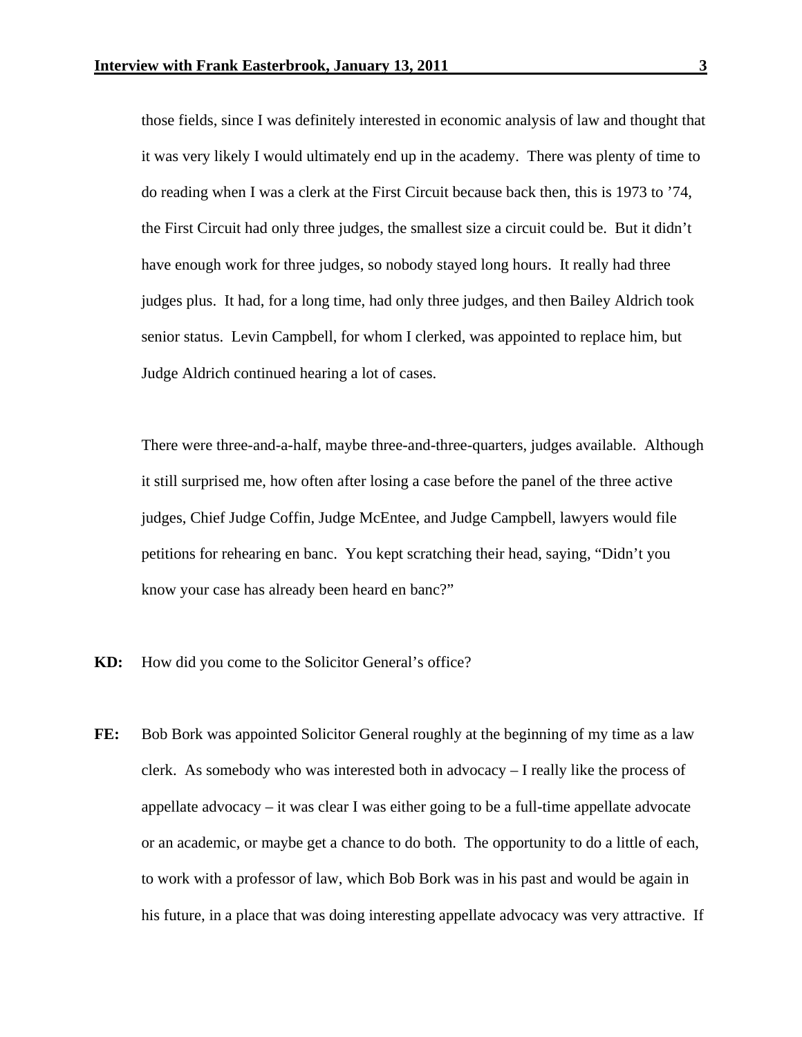those fields, since I was definitely interested in economic analysis of law and thought that it was very likely I would ultimately end up in the academy. There was plenty of time to do reading when I was a clerk at the First Circuit because back then, this is 1973 to '74, the First Circuit had only three judges, the smallest size a circuit could be. But it didn't have enough work for three judges, so nobody stayed long hours. It really had three judges plus. It had, for a long time, had only three judges, and then Bailey Aldrich took senior status. Levin Campbell, for whom I clerked, was appointed to replace him, but Judge Aldrich continued hearing a lot of cases.

There were three-and-a-half, maybe three-and-three-quarters, judges available. Although it still surprised me, how often after losing a case before the panel of the three active judges, Chief Judge Coffin, Judge McEntee, and Judge Campbell, lawyers would file petitions for rehearing en banc. You kept scratching their head, saying, "Didn't you know your case has already been heard en banc?"

**KD:** How did you come to the Solicitor General's office?

**FE:** Bob Bork was appointed Solicitor General roughly at the beginning of my time as a law clerk. As somebody who was interested both in advocacy – I really like the process of appellate advocacy – it was clear I was either going to be a full-time appellate advocate or an academic, or maybe get a chance to do both. The opportunity to do a little of each, to work with a professor of law, which Bob Bork was in his past and would be again in his future, in a place that was doing interesting appellate advocacy was very attractive. If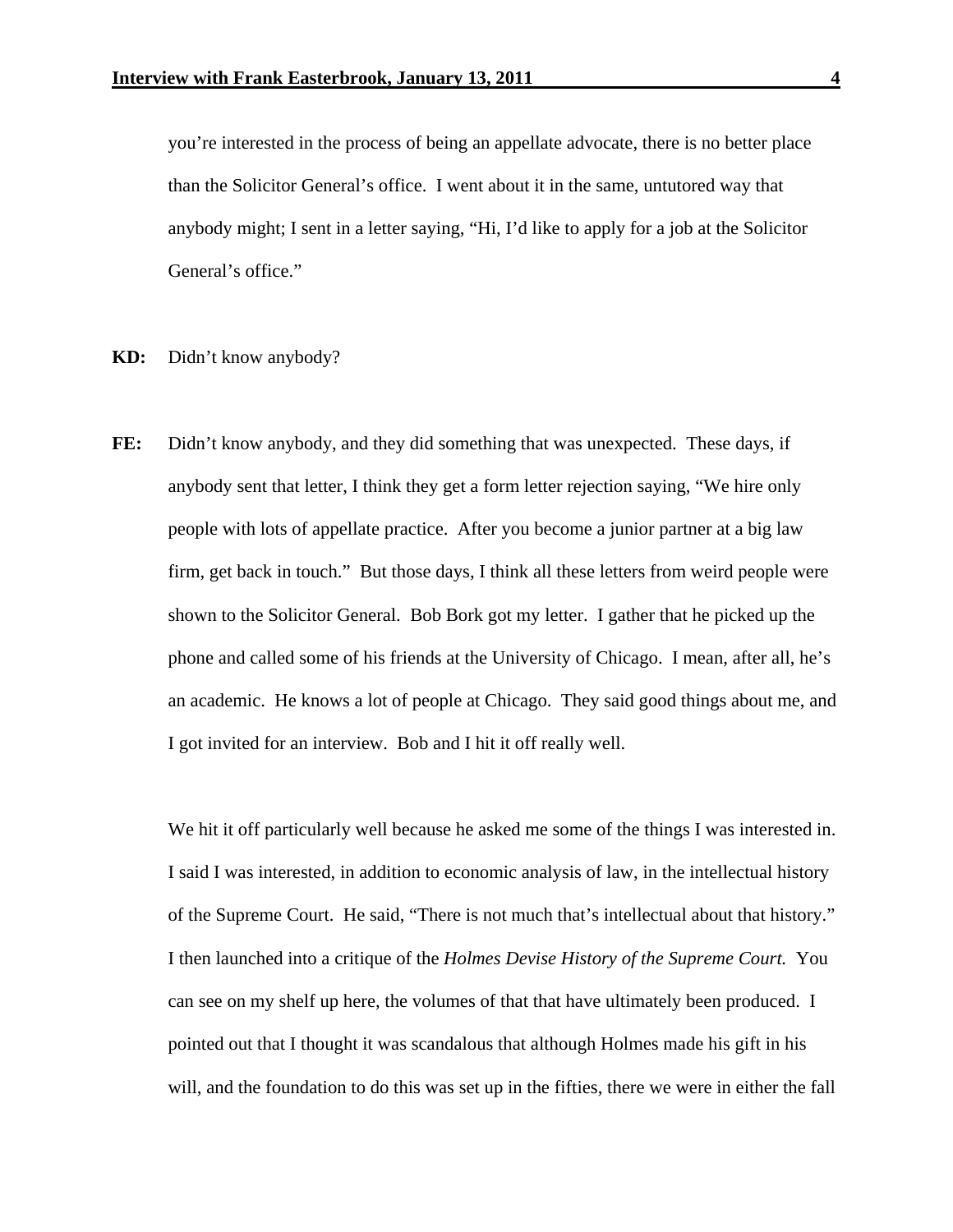you're interested in the process of being an appellate advocate, there is no better place than the Solicitor General's office. I went about it in the same, untutored way that anybody might; I sent in a letter saying, "Hi, I'd like to apply for a job at the Solicitor General's office."

**KD:** Didn't know anybody?

**FE:** Didn't know anybody, and they did something that was unexpected. These days, if anybody sent that letter, I think they get a form letter rejection saying, "We hire only people with lots of appellate practice. After you become a junior partner at a big law firm, get back in touch." But those days, I think all these letters from weird people were shown to the Solicitor General. Bob Bork got my letter. I gather that he picked up the phone and called some of his friends at the University of Chicago. I mean, after all, he's an academic. He knows a lot of people at Chicago. They said good things about me, and I got invited for an interview. Bob and I hit it off really well.

We hit it off particularly well because he asked me some of the things I was interested in. I said I was interested, in addition to economic analysis of law, in the intellectual history of the Supreme Court. He said, "There is not much that's intellectual about that history." I then launched into a critique of the *Holmes Devise History of the Supreme Court.* You can see on my shelf up here, the volumes of that that have ultimately been produced. I pointed out that I thought it was scandalous that although Holmes made his gift in his will, and the foundation to do this was set up in the fifties, there we were in either the fall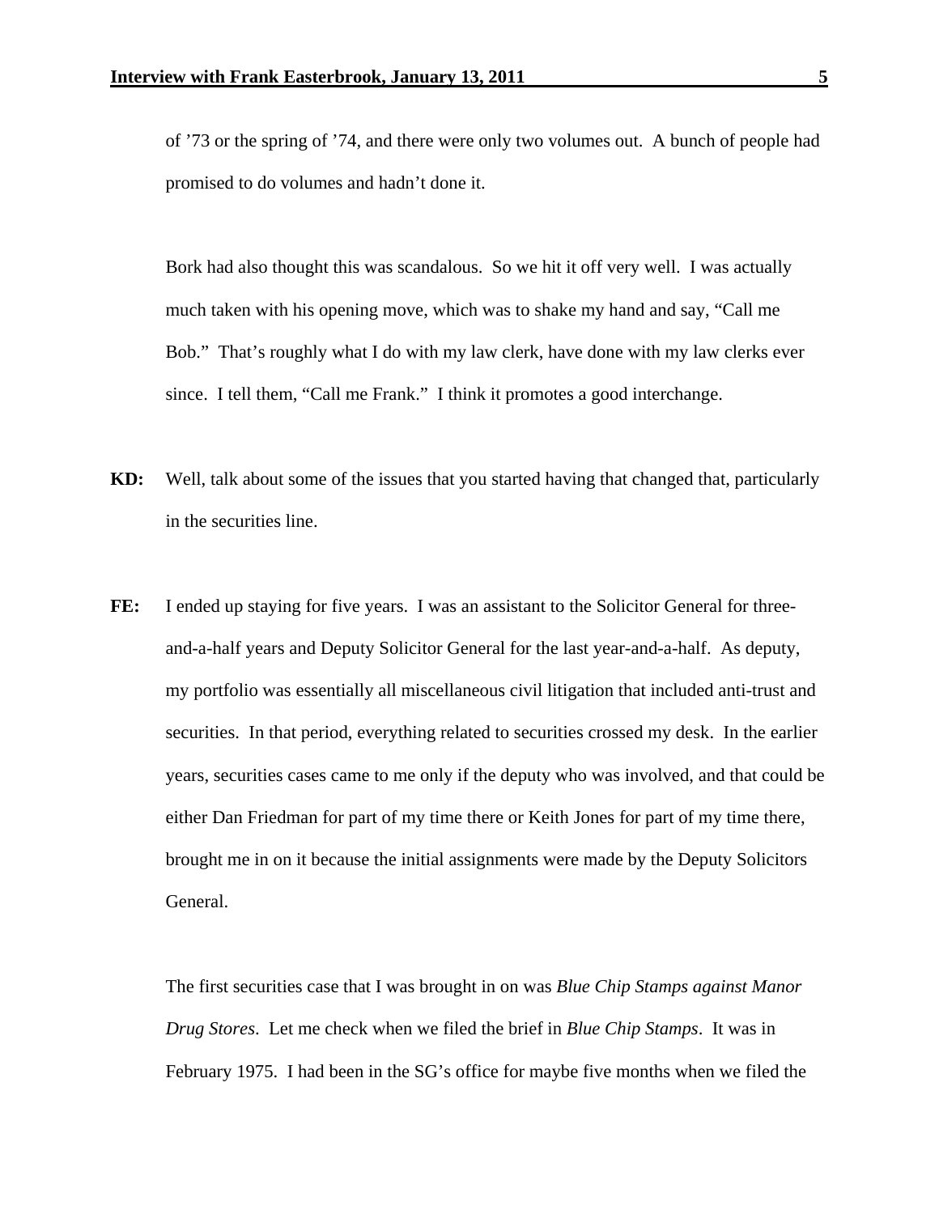of ’73 or the spring of ’74, and there were only two volumes out. A bunch of people had promised to do volumes and hadn’t done it.

Bork had also thought this was scandalous. So we hit it off very well. I was actually much taken with his opening move, which was to shake my hand and say, “Call me Bob.” That’s roughly what I do with my law clerk, have done with my law clerks ever since. I tell them, “Call me Frank.” I think it promotes a good interchange.

**KD:** Well, talk about some of the issues that you started having that changed that, particularly in the securities line.

**FE:** I ended up staying for five years. I was an assistant to the Solicitor General for three-and-a-half years and Deputy Solicitor General for the last year-and-a-half. As deputy, my portfolio was essentially all miscellaneous civil litigation that included anti-trust and securities. In that period, everything related to securities crossed my desk. In the earlier years, securities cases came to me only if the deputy who was involved, and that could be either Dan Friedman for part of my time there or Keith Jones for part of my time there, brought me in on it because the initial assignments were made by the Deputy Solicitors General.

The first securities case that I was brought in on was *Blue Chip Stamps against Manor Drug Stores*. Let me check when we filed the brief in *Blue Chip Stamps*. It was in February 1975. I had been in the SG’s office for maybe five months when we filed the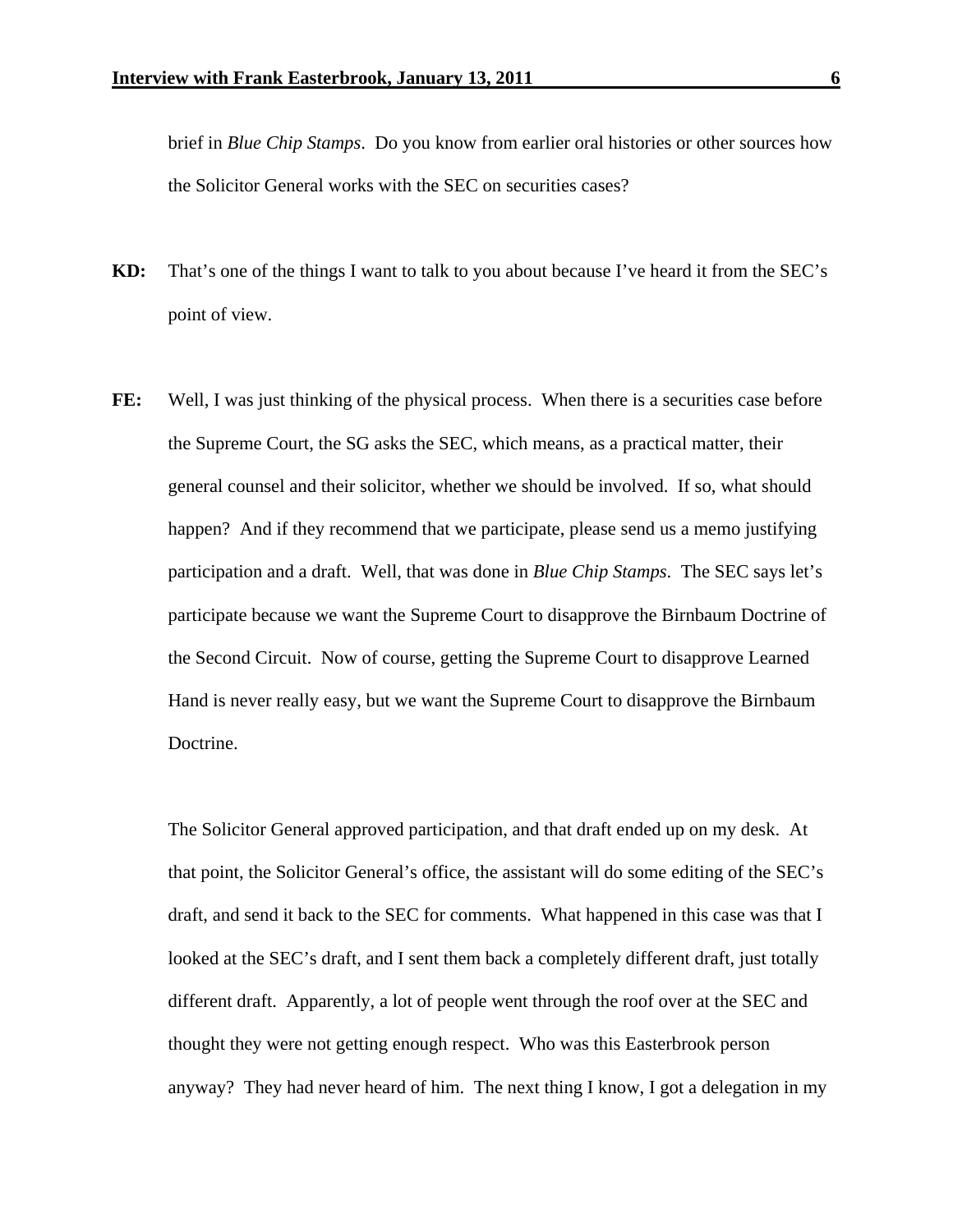brief in *Blue Chip Stamps*. Do you know from earlier oral histories or other sources how the Solicitor General works with the SEC on securities cases?

**KD:** That's one of the things I want to talk to you about because I've heard it from the SEC's point of view.

**FE:** Well, I was just thinking of the physical process. When there is a securities case before the Supreme Court, the SG asks the SEC, which means, as a practical matter, their general counsel and their solicitor, whether we should be involved. If so, what should happen? And if they recommend that we participate, please send us a memo justifying participation and a draft. Well, that was done in *Blue Chip Stamps*. The SEC says let's participate because we want the Supreme Court to disapprove the Birnbaum Doctrine of the Second Circuit. Now of course, getting the Supreme Court to disapprove Learned Hand is never really easy, but we want the Supreme Court to disapprove the Birnbaum Doctrine.

The Solicitor General approved participation, and that draft ended up on my desk. At that point, the Solicitor General's office, the assistant will do some editing of the SEC's draft, and send it back to the SEC for comments. What happened in this case was that I looked at the SEC's draft, and I sent them back a completely different draft, just totally different draft. Apparently, a lot of people went through the roof over at the SEC and thought they were not getting enough respect. Who was this Easterbrook person anyway? They had never heard of him. The next thing I know, I got a delegation in my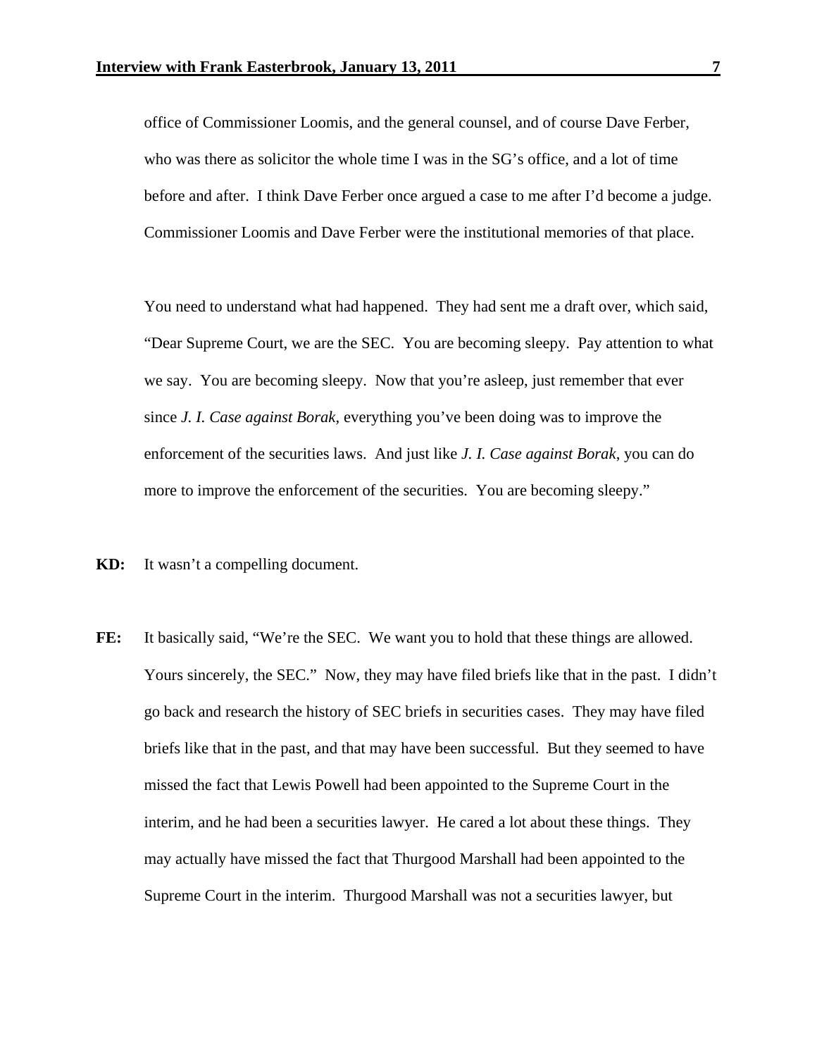office of Commissioner Loomis, and the general counsel, and of course Dave Ferber, who was there as solicitor the whole time I was in the SG's office, and a lot of time before and after. I think Dave Ferber once argued a case to me after I'd become a judge. Commissioner Loomis and Dave Ferber were the institutional memories of that place.

You need to understand what had happened. They had sent me a draft over, which said, "Dear Supreme Court, we are the SEC. You are becoming sleepy. Pay attention to what we say. You are becoming sleepy. Now that you're asleep, just remember that ever since *J. I. Case against Borak*, everything you've been doing was to improve the enforcement of the securities laws. And just like *J. I. Case against Borak*, you can do more to improve the enforcement of the securities. You are becoming sleepy."

**KD:** It wasn't a compelling document.

**FE:** It basically said, "We're the SEC. We want you to hold that these things are allowed. Yours sincerely, the SEC." Now, they may have filed briefs like that in the past. I didn't go back and research the history of SEC briefs in securities cases. They may have filed briefs like that in the past, and that may have been successful. But they seemed to have missed the fact that Lewis Powell had been appointed to the Supreme Court in the interim, and he had been a securities lawyer. He cared a lot about these things. They may actually have missed the fact that Thurgood Marshall had been appointed to the Supreme Court in the interim. Thurgood Marshall was not a securities lawyer, but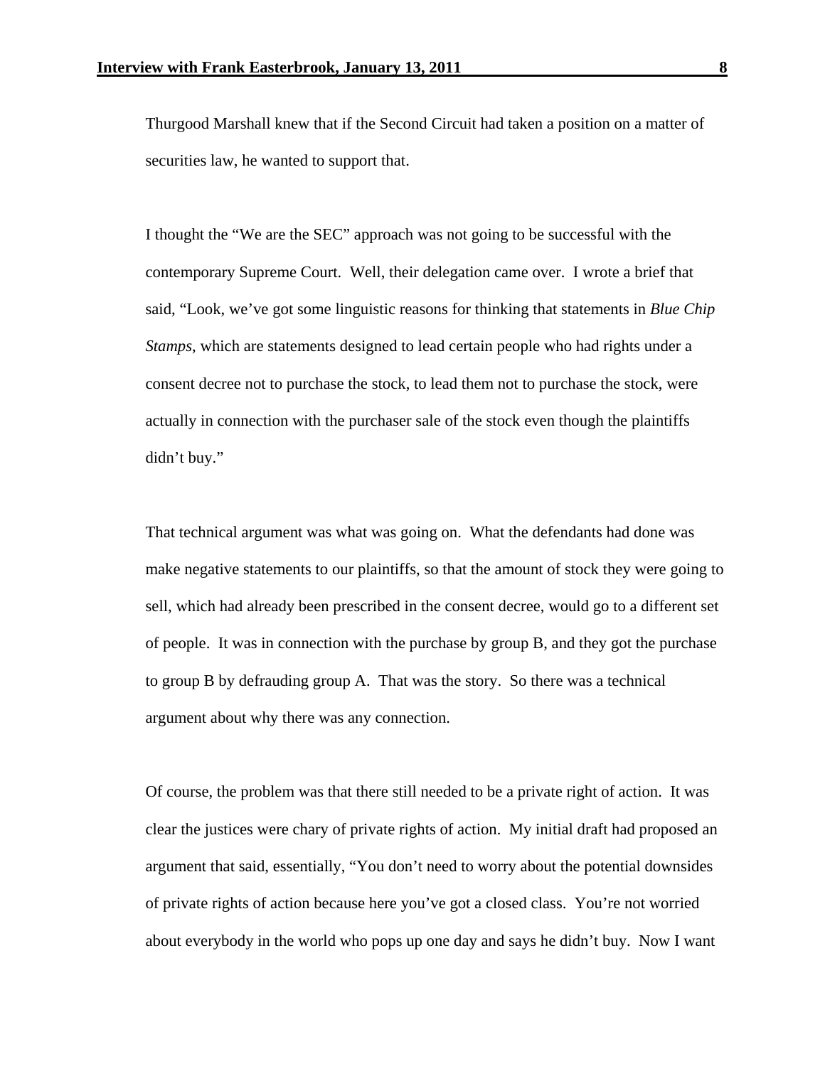Thurgood Marshall knew that if the Second Circuit had taken a position on a matter of securities law, he wanted to support that.

I thought the "We are the SEC" approach was not going to be successful with the contemporary Supreme Court. Well, their delegation came over. I wrote a brief that said, "Look, we've got some linguistic reasons for thinking that statements in *Blue Chip Stamps*, which are statements designed to lead certain people who had rights under a consent decree not to purchase the stock, to lead them not to purchase the stock, were actually in connection with the purchaser sale of the stock even though the plaintiffs didn't buy."

That technical argument was what was going on. What the defendants had done was make negative statements to our plaintiffs, so that the amount of stock they were going to sell, which had already been prescribed in the consent decree, would go to a different set of people. It was in connection with the purchase by group B, and they got the purchase to group B by defrauding group A. That was the story. So there was a technical argument about why there was any connection.

Of course, the problem was that there still needed to be a private right of action. It was clear the justices were chary of private rights of action. My initial draft had proposed an argument that said, essentially, "You don't need to worry about the potential downsides of private rights of action because here you've got a closed class. You're not worried about everybody in the world who pops up one day and says he didn't buy. Now I want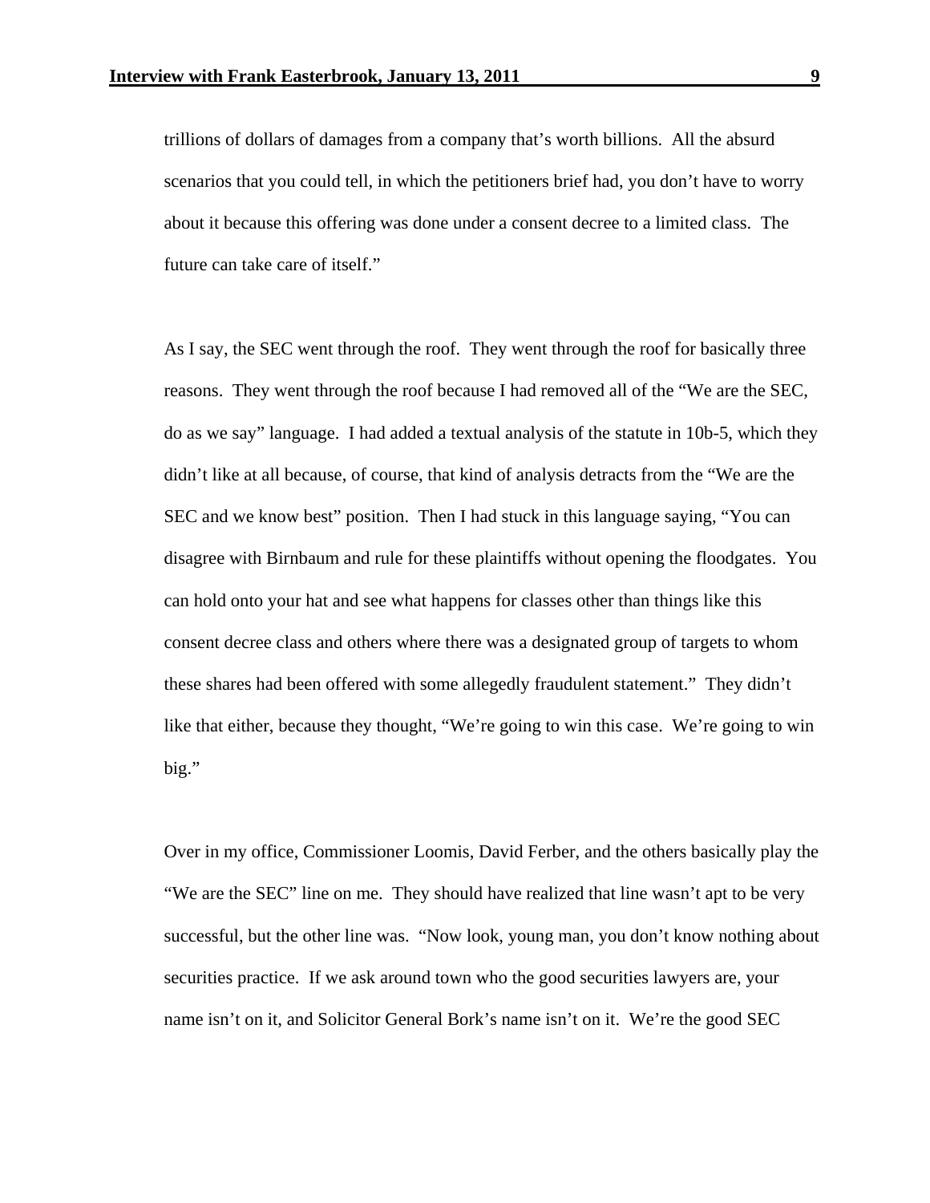trillions of dollars of damages from a company that's worth billions. All the absurd scenarios that you could tell, in which the petitioners brief had, you don't have to worry about it because this offering was done under a consent decree to a limited class. The future can take care of itself."

As I say, the SEC went through the roof. They went through the roof for basically three reasons. They went through the roof because I had removed all of the "We are the SEC, do as we say" language. I had added a textual analysis of the statute in 10b-5, which they didn't like at all because, of course, that kind of analysis detracts from the "We are the SEC and we know best" position. Then I had stuck in this language saying, "You can disagree with Birnbaum and rule for these plaintiffs without opening the floodgates. You can hold onto your hat and see what happens for classes other than things like this consent decree class and others where there was a designated group of targets to whom these shares had been offered with some allegedly fraudulent statement." They didn't like that either, because they thought, "We're going to win this case. We're going to win big."

Over in my office, Commissioner Loomis, David Ferber, and the others basically play the "We are the SEC" line on me. They should have realized that line wasn't apt to be very successful, but the other line was. "Now look, young man, you don't know nothing about securities practice. If we ask around town who the good securities lawyers are, your name isn't on it, and Solicitor General Bork's name isn't on it. We're the good SEC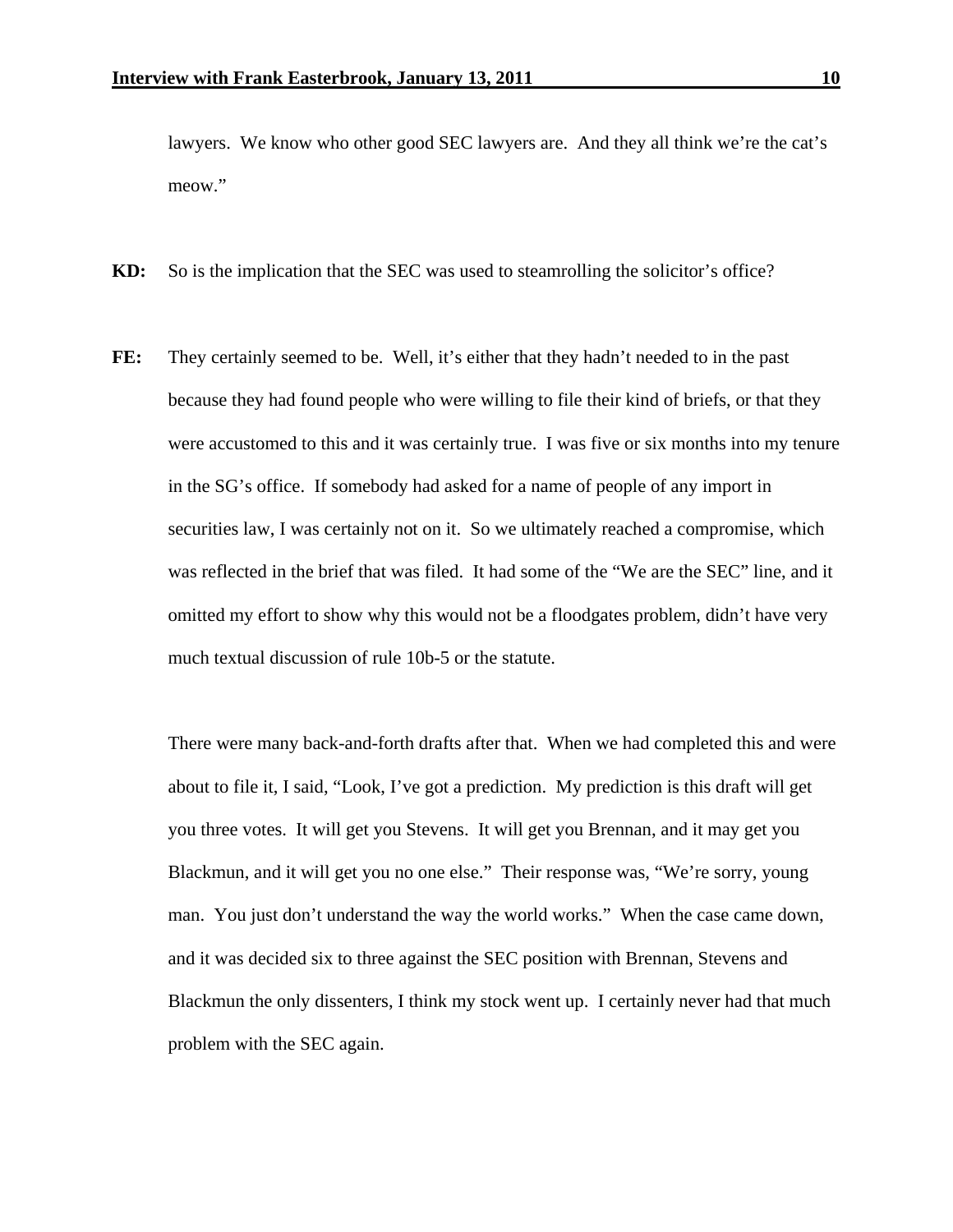lawyers. We know who other good SEC lawyers are. And they all think we're the cat's meow."

**KD:** So is the implication that the SEC was used to steamrolling the solicitor's office?

**FE:** They certainly seemed to be. Well, it's either that they hadn't needed to in the past because they had found people who were willing to file their kind of briefs, or that they were accustomed to this and it was certainly true. I was five or six months into my tenure in the SG's office. If somebody had asked for a name of people of any import in securities law, I was certainly not on it. So we ultimately reached a compromise, which was reflected in the brief that was filed. It had some of the "We are the SEC" line, and it omitted my effort to show why this would not be a floodgates problem, didn't have very much textual discussion of rule 10b-5 or the statute.

There were many back-and-forth drafts after that. When we had completed this and were about to file it, I said, "Look, I've got a prediction. My prediction is this draft will get you three votes. It will get you Stevens. It will get you Brennan, and it may get you Blackmun, and it will get you no one else." Their response was, "We're sorry, young man. You just don't understand the way the world works." When the case came down, and it was decided six to three against the SEC position with Brennan, Stevens and Blackmun the only dissenters, I think my stock went up. I certainly never had that much problem with the SEC again.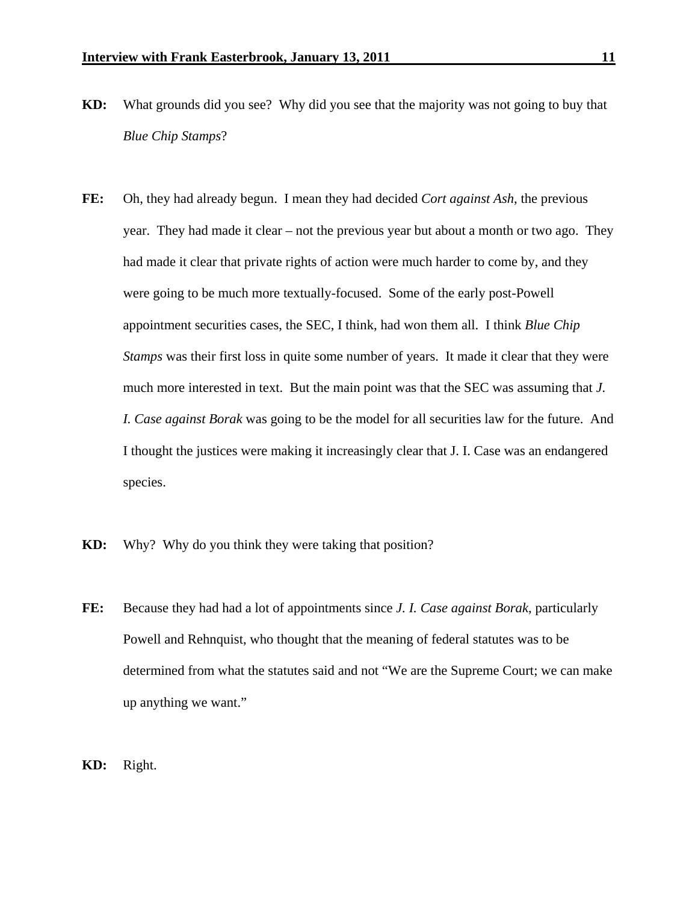**KD:** What grounds did you see? Why did you see that the majority was not going to buy that *Blue Chip Stamps*?

**FE:** Oh, they had already begun. I mean they had decided *Cort against Ash*, the previous year. They had made it clear – not the previous year but about a month or two ago. They had made it clear that private rights of action were much harder to come by, and they were going to be much more textually-focused. Some of the early post-Powell appointment securities cases, the SEC, I think, had won them all. I think *Blue Chip Stamps* was their first loss in quite some number of years. It made it clear that they were much more interested in text. But the main point was that the SEC was assuming that *J. I. Case against Borak* was going to be the model for all securities law for the future. And I thought the justices were making it increasingly clear that J. I. Case was an endangered species.

**KD:** Why? Why do you think they were taking that position?

**FE:** Because they had had a lot of appointments since *J. I. Case against Borak*, particularly Powell and Rehnquist, who thought that the meaning of federal statutes was to be determined from what the statutes said and not "We are the Supreme Court; we can make up anything we want."

**KD:** Right.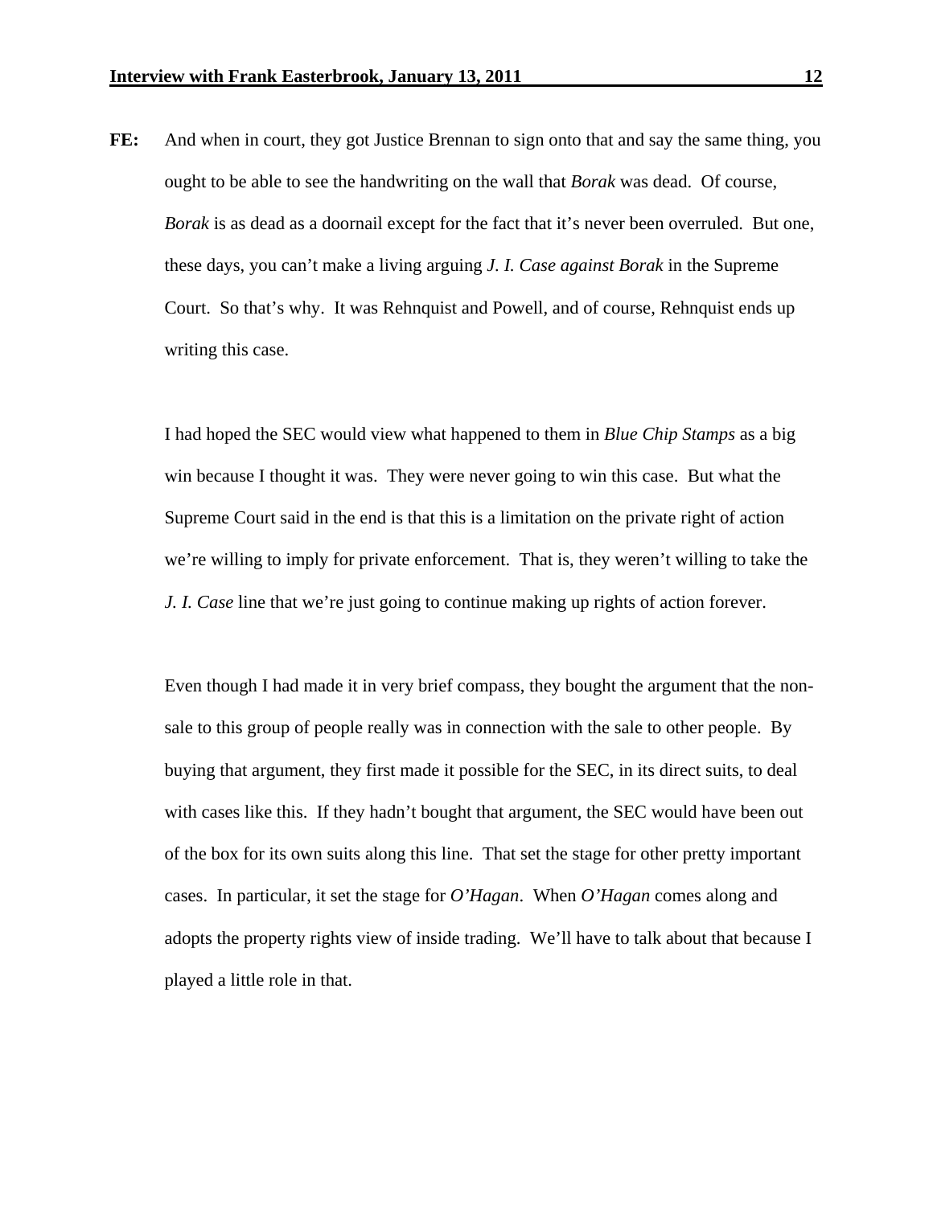**FE:** And when in court, they got Justice Brennan to sign onto that and say the same thing, you ought to be able to see the handwriting on the wall that *Borak* was dead. Of course, *Borak* is as dead as a doornail except for the fact that it's never been overruled. But one, these days, you can't make a living arguing *J. I. Case against Borak* in the Supreme Court. So that's why. It was Rehnquist and Powell, and of course, Rehnquist ends up writing this case.

I had hoped the SEC would view what happened to them in *Blue Chip Stamps* as a big win because I thought it was. They were never going to win this case. But what the Supreme Court said in the end is that this is a limitation on the private right of action we're willing to imply for private enforcement. That is, they weren't willing to take the *J. I. Case* line that we're just going to continue making up rights of action forever.

Even though I had made it in very brief compass, they bought the argument that the non-sale to this group of people really was in connection with the sale to other people. By buying that argument, they first made it possible for the SEC, in its direct suits, to deal with cases like this. If they hadn't bought that argument, the SEC would have been out of the box for its own suits along this line. That set the stage for other pretty important cases. In particular, it set the stage for *O'Hagan*. When *O'Hagan* comes along and adopts the property rights view of inside trading. We'll have to talk about that because I played a little role in that.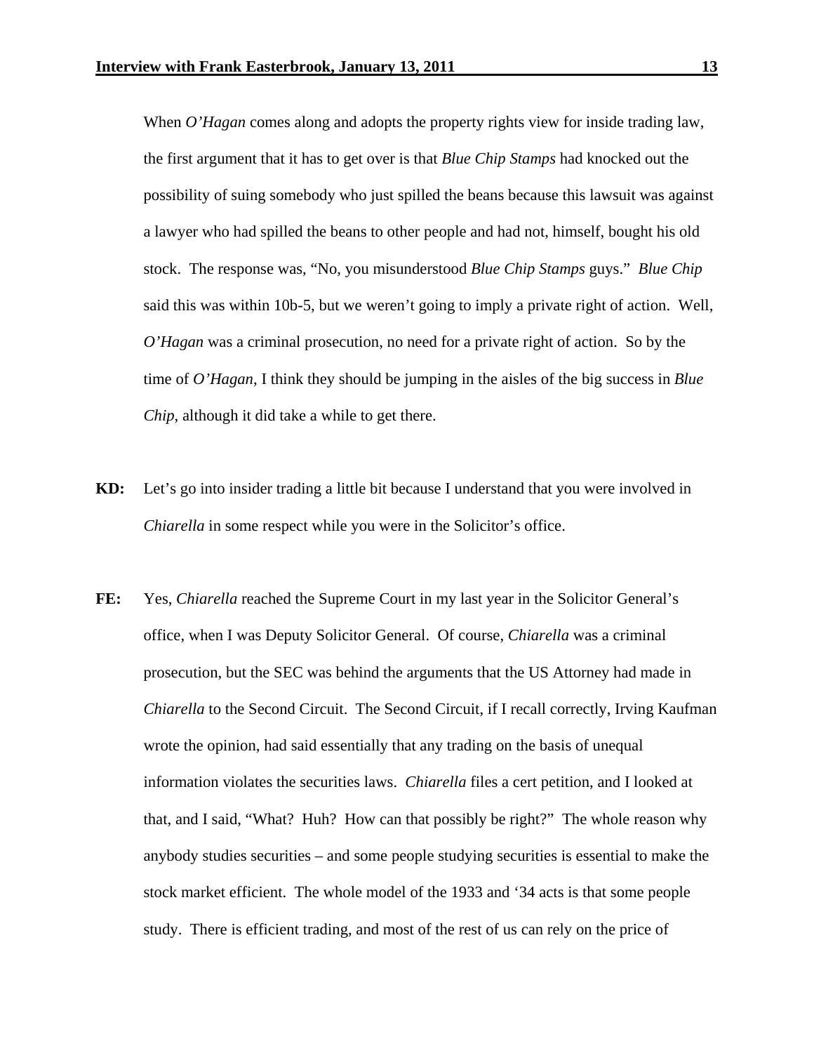When *O'Hagan* comes along and adopts the property rights view for inside trading law, the first argument that it has to get over is that *Blue Chip Stamps* had knocked out the possibility of suing somebody who just spilled the beans because this lawsuit was against a lawyer who had spilled the beans to other people and had not, himself, bought his old stock. The response was, "No, you misunderstood *Blue Chip Stamps* guys." *Blue Chip* said this was within 10b-5, but we weren't going to imply a private right of action. Well, *O'Hagan* was a criminal prosecution, no need for a private right of action. So by the time of *O'Hagan*, I think they should be jumping in the aisles of the big success in *Blue Chip*, although it did take a while to get there.

**KD:** Let's go into insider trading a little bit because I understand that you were involved in *Chiarella* in some respect while you were in the Solicitor's office.

**FE:** Yes, *Chiarella* reached the Supreme Court in my last year in the Solicitor General's office, when I was Deputy Solicitor General. Of course, *Chiarella* was a criminal prosecution, but the SEC was behind the arguments that the US Attorney had made in *Chiarella* to the Second Circuit. The Second Circuit, if I recall correctly, Irving Kaufman wrote the opinion, had said essentially that any trading on the basis of unequal information violates the securities laws. *Chiarella* files a cert petition, and I looked at that, and I said, "What? Huh? How can that possibly be right?" The whole reason why anybody studies securities – and some people studying securities is essential to make the stock market efficient. The whole model of the 1933 and '34 acts is that some people study. There is efficient trading, and most of the rest of us can rely on the price of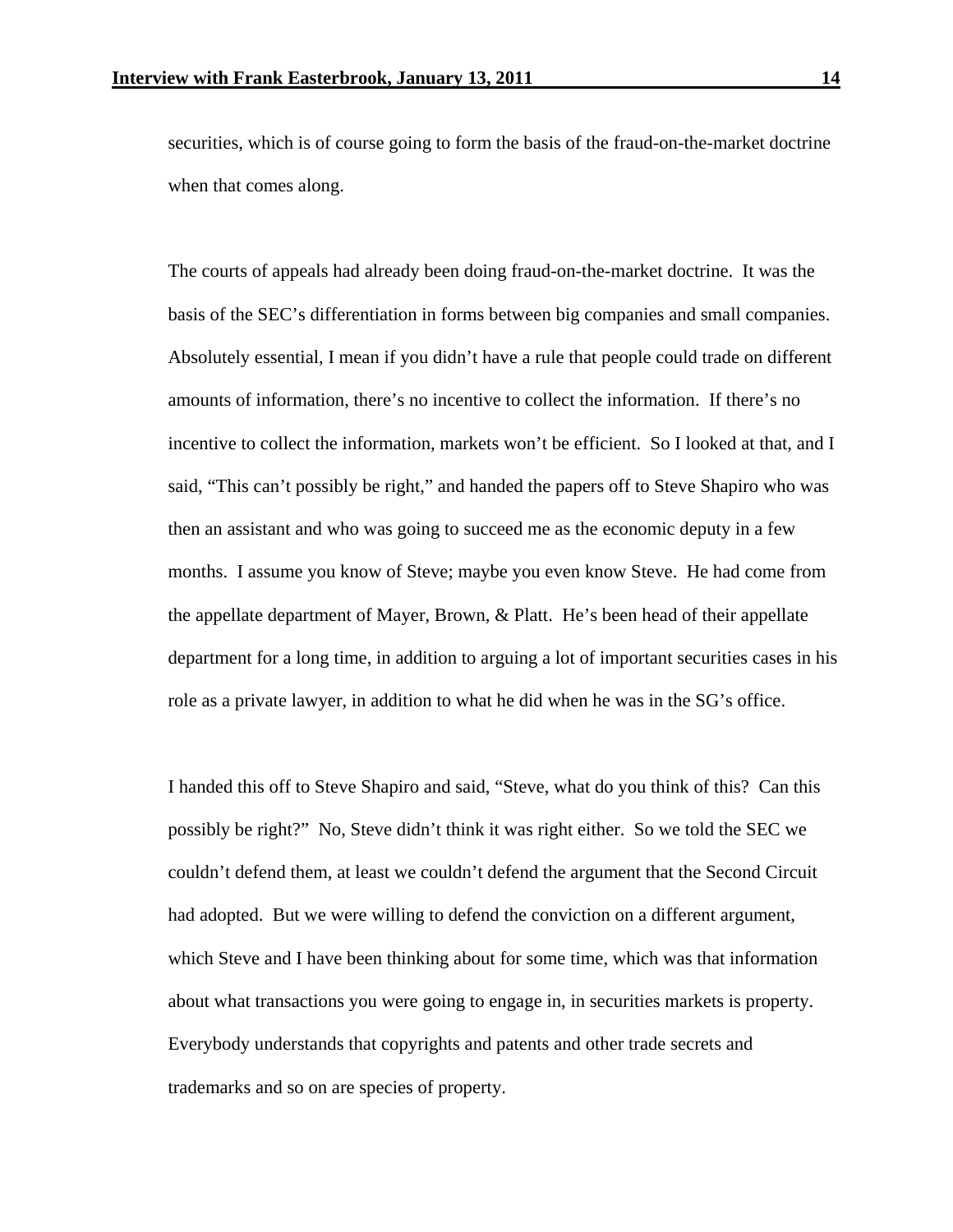securities, which is of course going to form the basis of the fraud-on-the-market doctrine when that comes along.

The courts of appeals had already been doing fraud-on-the-market doctrine. It was the basis of the SEC's differentiation in forms between big companies and small companies. Absolutely essential, I mean if you didn't have a rule that people could trade on different amounts of information, there's no incentive to collect the information. If there's no incentive to collect the information, markets won't be efficient. So I looked at that, and I said, "This can't possibly be right," and handed the papers off to Steve Shapiro who was then an assistant and who was going to succeed me as the economic deputy in a few months. I assume you know of Steve; maybe you even know Steve. He had come from the appellate department of Mayer, Brown, & Platt. He's been head of their appellate department for a long time, in addition to arguing a lot of important securities cases in his role as a private lawyer, in addition to what he did when he was in the SG's office.

I handed this off to Steve Shapiro and said, "Steve, what do you think of this? Can this possibly be right?" No, Steve didn't think it was right either. So we told the SEC we couldn't defend them, at least we couldn't defend the argument that the Second Circuit had adopted. But we were willing to defend the conviction on a different argument, which Steve and I have been thinking about for some time, which was that information about what transactions you were going to engage in, in securities markets is property. Everybody understands that copyrights and patents and other trade secrets and trademarks and so on are species of property.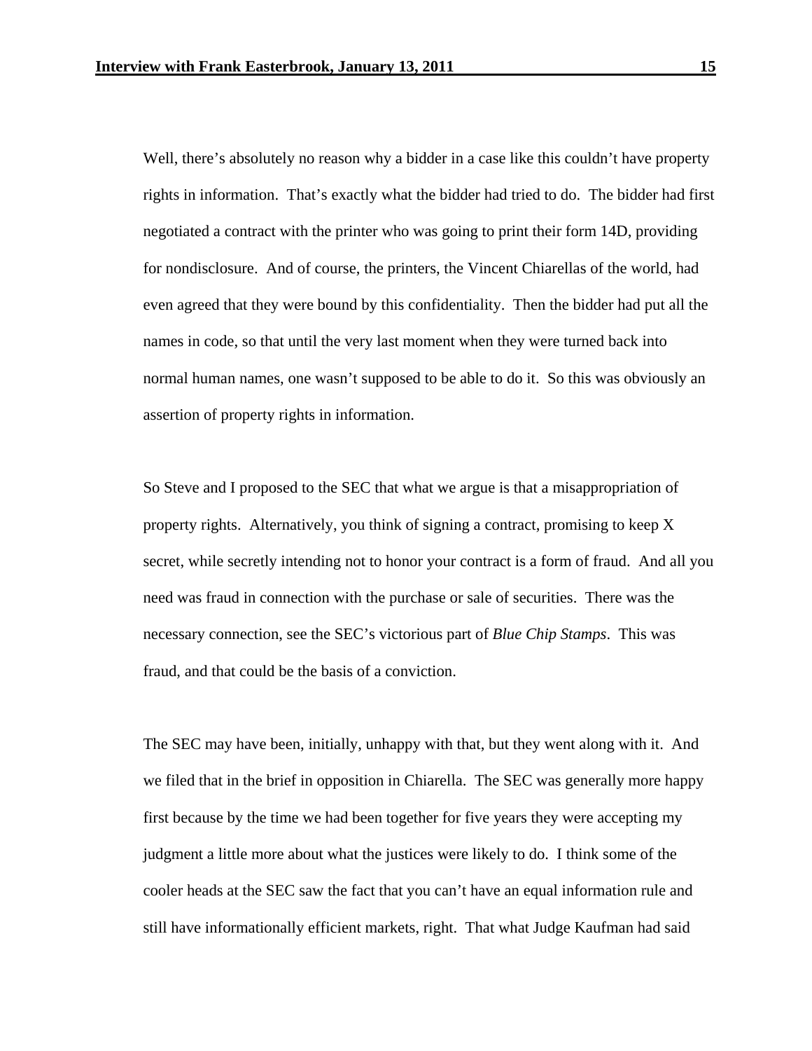Well, there's absolutely no reason why a bidder in a case like this couldn't have property rights in information. That's exactly what the bidder had tried to do. The bidder had first negotiated a contract with the printer who was going to print their form 14D, providing for nondisclosure. And of course, the printers, the Vincent Chiarellas of the world, had even agreed that they were bound by this confidentiality. Then the bidder had put all the names in code, so that until the very last moment when they were turned back into normal human names, one wasn't supposed to be able to do it. So this was obviously an assertion of property rights in information.

So Steve and I proposed to the SEC that what we argue is that a misappropriation of property rights. Alternatively, you think of signing a contract, promising to keep X secret, while secretly intending not to honor your contract is a form of fraud. And all you need was fraud in connection with the purchase or sale of securities. There was the necessary connection, see the SEC's victorious part of *Blue Chip Stamps*. This was fraud, and that could be the basis of a conviction.

The SEC may have been, initially, unhappy with that, but they went along with it. And we filed that in the brief in opposition in Chiarella. The SEC was generally more happy first because by the time we had been together for five years they were accepting my judgment a little more about what the justices were likely to do. I think some of the cooler heads at the SEC saw the fact that you can't have an equal information rule and still have informationally efficient markets, right. That what Judge Kaufman had said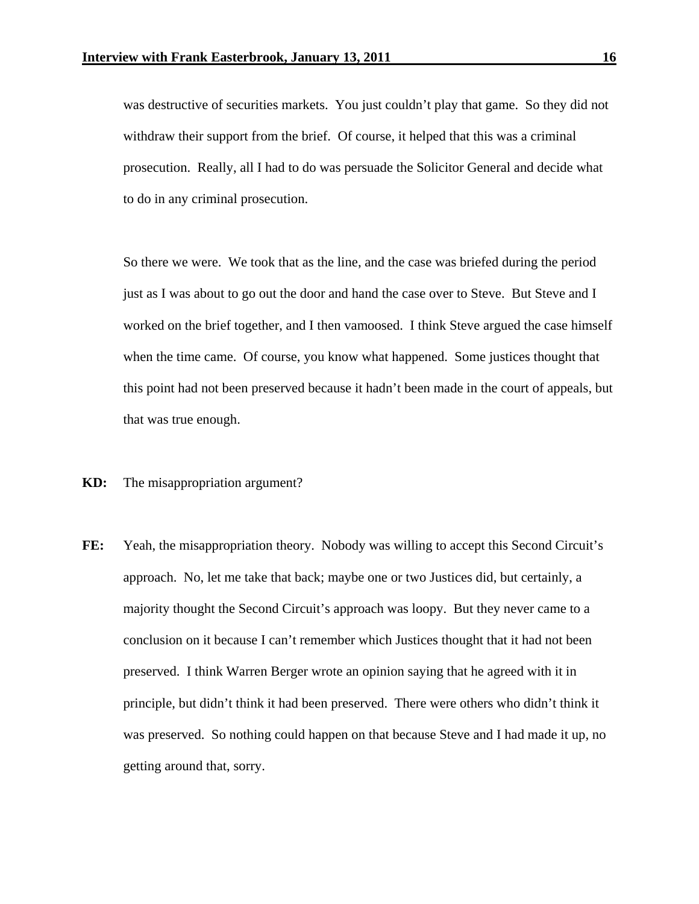was destructive of securities markets. You just couldn't play that game. So they did not withdraw their support from the brief. Of course, it helped that this was a criminal prosecution. Really, all I had to do was persuade the Solicitor General and decide what to do in any criminal prosecution.

So there we were. We took that as the line, and the case was briefed during the period just as I was about to go out the door and hand the case over to Steve. But Steve and I worked on the brief together, and I then vamoosed. I think Steve argued the case himself when the time came. Of course, you know what happened. Some justices thought that this point had not been preserved because it hadn't been made in the court of appeals, but that was true enough.

**KD:** The misappropriation argument?

**FE:** Yeah, the misappropriation theory. Nobody was willing to accept this Second Circuit's approach. No, let me take that back; maybe one or two Justices did, but certainly, a majority thought the Second Circuit's approach was loopy. But they never came to a conclusion on it because I can't remember which Justices thought that it had not been preserved. I think Warren Berger wrote an opinion saying that he agreed with it in principle, but didn't think it had been preserved. There were others who didn't think it was preserved. So nothing could happen on that because Steve and I had made it up, no getting around that, sorry.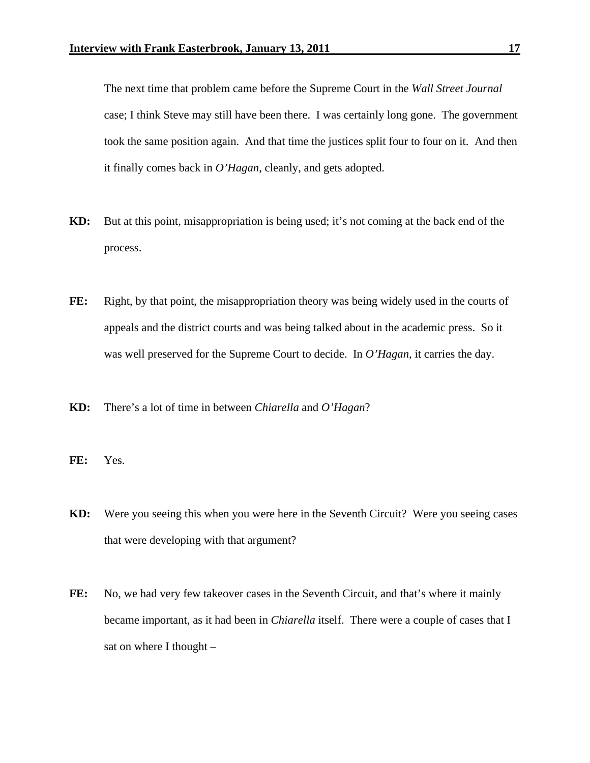The next time that problem came before the Supreme Court in the *Wall Street Journal* case; I think Steve may still have been there. I was certainly long gone. The government took the same position again. And that time the justices split four to four on it. And then it finally comes back in *O'Hagan*, cleanly, and gets adopted.

**KD:** But at this point, misappropriation is being used; it's not coming at the back end of the process.

**FE:** Right, by that point, the misappropriation theory was being widely used in the courts of appeals and the district courts and was being talked about in the academic press. So it was well preserved for the Supreme Court to decide. In *O'Hagan*, it carries the day.

**KD:** There's a lot of time in between *Chiarella* and *O'Hagan*?

**FE:** Yes.

**KD:** Were you seeing this when you were here in the Seventh Circuit? Were you seeing cases that were developing with that argument?

**FE:** No, we had very few takeover cases in the Seventh Circuit, and that's where it mainly became important, as it had been in *Chiarella* itself. There were a couple of cases that I sat on where I thought –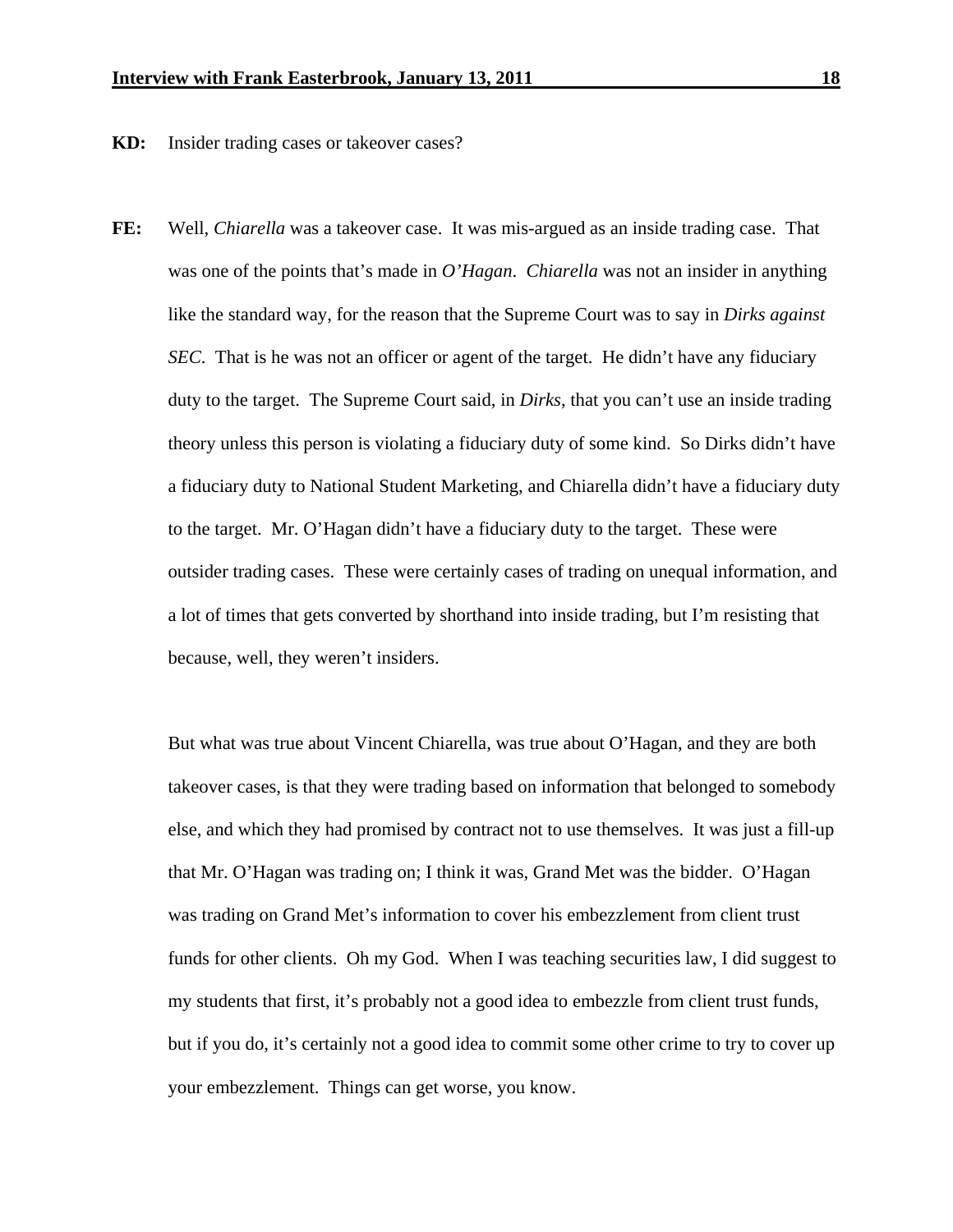**KD:** Insider trading cases or takeover cases?

**FE:** Well, *Chiarella* was a takeover case. It was mis-argued as an inside trading case. That was one of the points that's made in *O'Hagan*. *Chiarella* was not an insider in anything like the standard way, for the reason that the Supreme Court was to say in *Dirks against SEC*. That is he was not an officer or agent of the target. He didn't have any fiduciary duty to the target. The Supreme Court said, in *Dirks*, that you can't use an inside trading theory unless this person is violating a fiduciary duty of some kind. So Dirks didn't have a fiduciary duty to National Student Marketing, and Chiarella didn't have a fiduciary duty to the target. Mr. O'Hagan didn't have a fiduciary duty to the target. These were outsider trading cases. These were certainly cases of trading on unequal information, and a lot of times that gets converted by shorthand into inside trading, but I'm resisting that because, well, they weren't insiders.

But what was true about Vincent Chiarella, was true about O'Hagan, and they are both takeover cases, is that they were trading based on information that belonged to somebody else, and which they had promised by contract not to use themselves. It was just a fill-up that Mr. O'Hagan was trading on; I think it was, Grand Met was the bidder. O'Hagan was trading on Grand Met's information to cover his embezzlement from client trust funds for other clients. Oh my God. When I was teaching securities law, I did suggest to my students that first, it's probably not a good idea to embezzle from client trust funds, but if you do, it's certainly not a good idea to commit some other crime to try to cover up your embezzlement. Things can get worse, you know.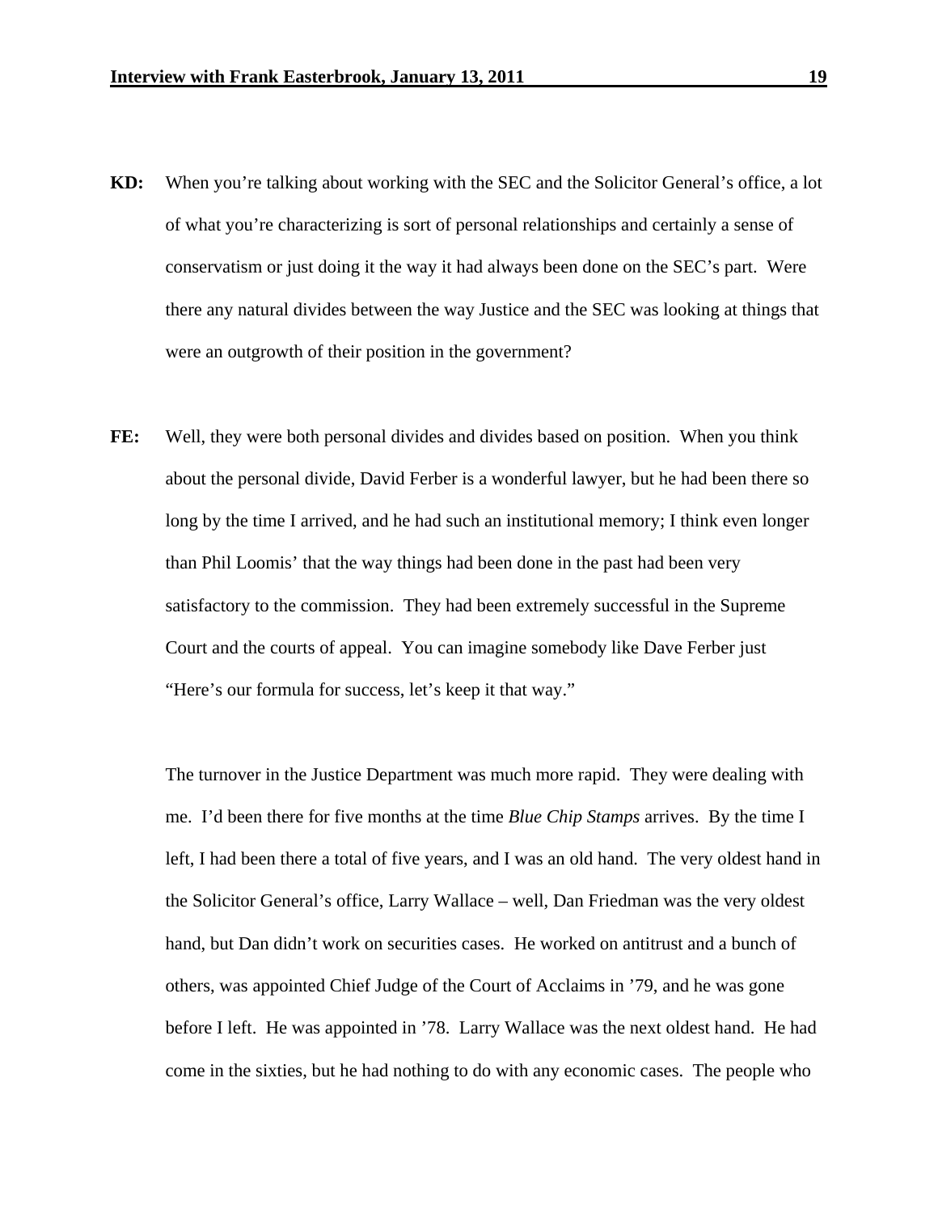**KD:** When you're talking about working with the SEC and the Solicitor General's office, a lot of what you're characterizing is sort of personal relationships and certainly a sense of conservatism or just doing it the way it had always been done on the SEC's part. Were there any natural divides between the way Justice and the SEC was looking at things that were an outgrowth of their position in the government?

**FE:** Well, they were both personal divides and divides based on position. When you think about the personal divide, David Ferber is a wonderful lawyer, but he had been there so long by the time I arrived, and he had such an institutional memory; I think even longer than Phil Loomis' that the way things had been done in the past had been very satisfactory to the commission. They had been extremely successful in the Supreme Court and the courts of appeal. You can imagine somebody like Dave Ferber just "Here's our formula for success, let's keep it that way."

The turnover in the Justice Department was much more rapid. They were dealing with me. I'd been there for five months at the time *Blue Chip Stamps* arrives. By the time I left, I had been there a total of five years, and I was an old hand. The very oldest hand in the Solicitor General's office, Larry Wallace – well, Dan Friedman was the very oldest hand, but Dan didn't work on securities cases. He worked on antitrust and a bunch of others, was appointed Chief Judge of the Court of Acclaims in '79, and he was gone before I left. He was appointed in '78. Larry Wallace was the next oldest hand. He had come in the sixties, but he had nothing to do with any economic cases. The people who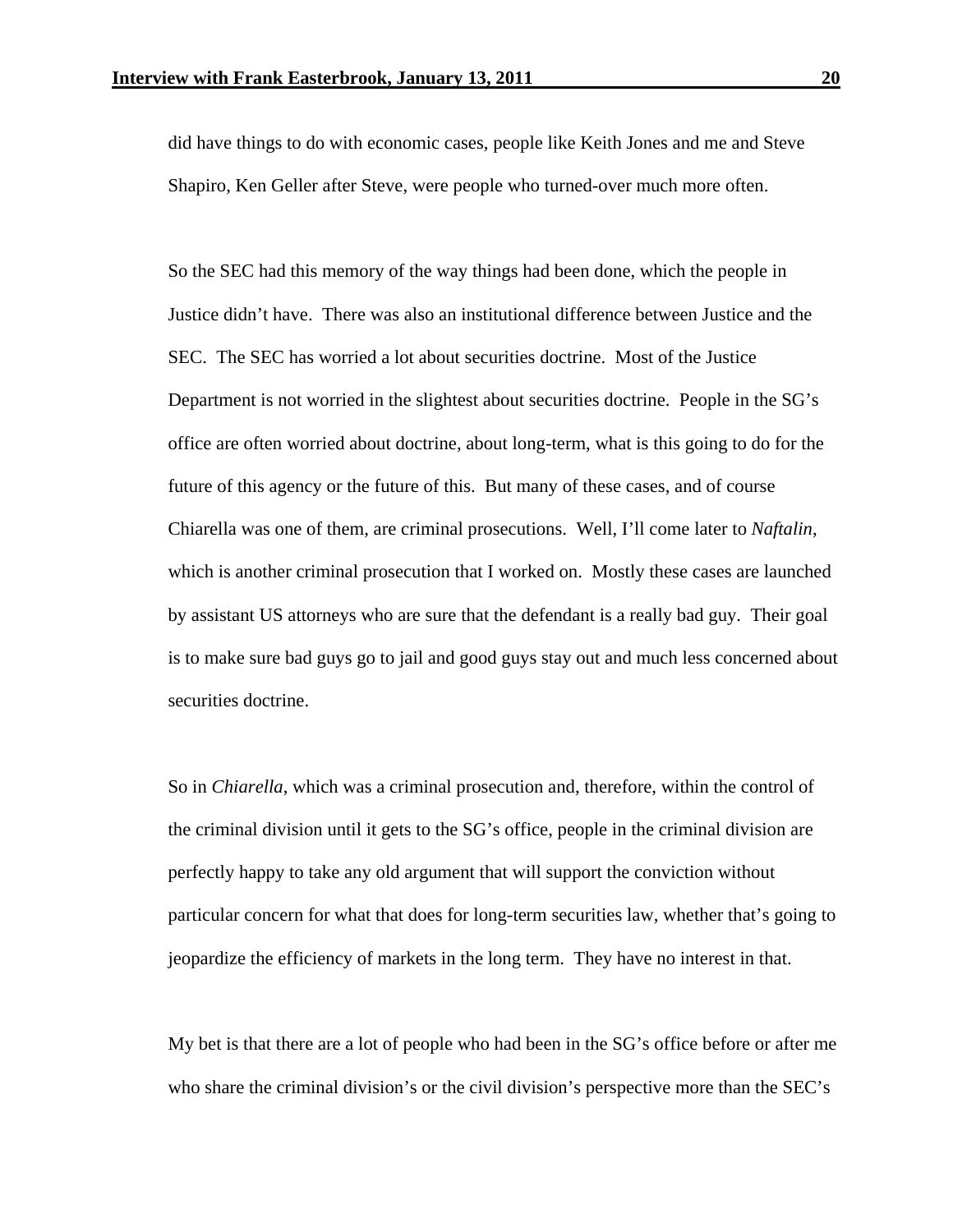did have things to do with economic cases, people like Keith Jones and me and Steve Shapiro, Ken Geller after Steve, were people who turned-over much more often.

So the SEC had this memory of the way things had been done, which the people in Justice didn't have. There was also an institutional difference between Justice and the SEC. The SEC has worried a lot about securities doctrine. Most of the Justice Department is not worried in the slightest about securities doctrine. People in the SG's office are often worried about doctrine, about long-term, what is this going to do for the future of this agency or the future of this. But many of these cases, and of course Chiarella was one of them, are criminal prosecutions. Well, I'll come later to *Naftalin*, which is another criminal prosecution that I worked on. Mostly these cases are launched by assistant US attorneys who are sure that the defendant is a really bad guy. Their goal is to make sure bad guys go to jail and good guys stay out and much less concerned about securities doctrine.

So in *Chiarella*, which was a criminal prosecution and, therefore, within the control of the criminal division until it gets to the SG's office, people in the criminal division are perfectly happy to take any old argument that will support the conviction without particular concern for what that does for long-term securities law, whether that's going to jeopardize the efficiency of markets in the long term. They have no interest in that.

My bet is that there are a lot of people who had been in the SG's office before or after me who share the criminal division's or the civil division's perspective more than the SEC's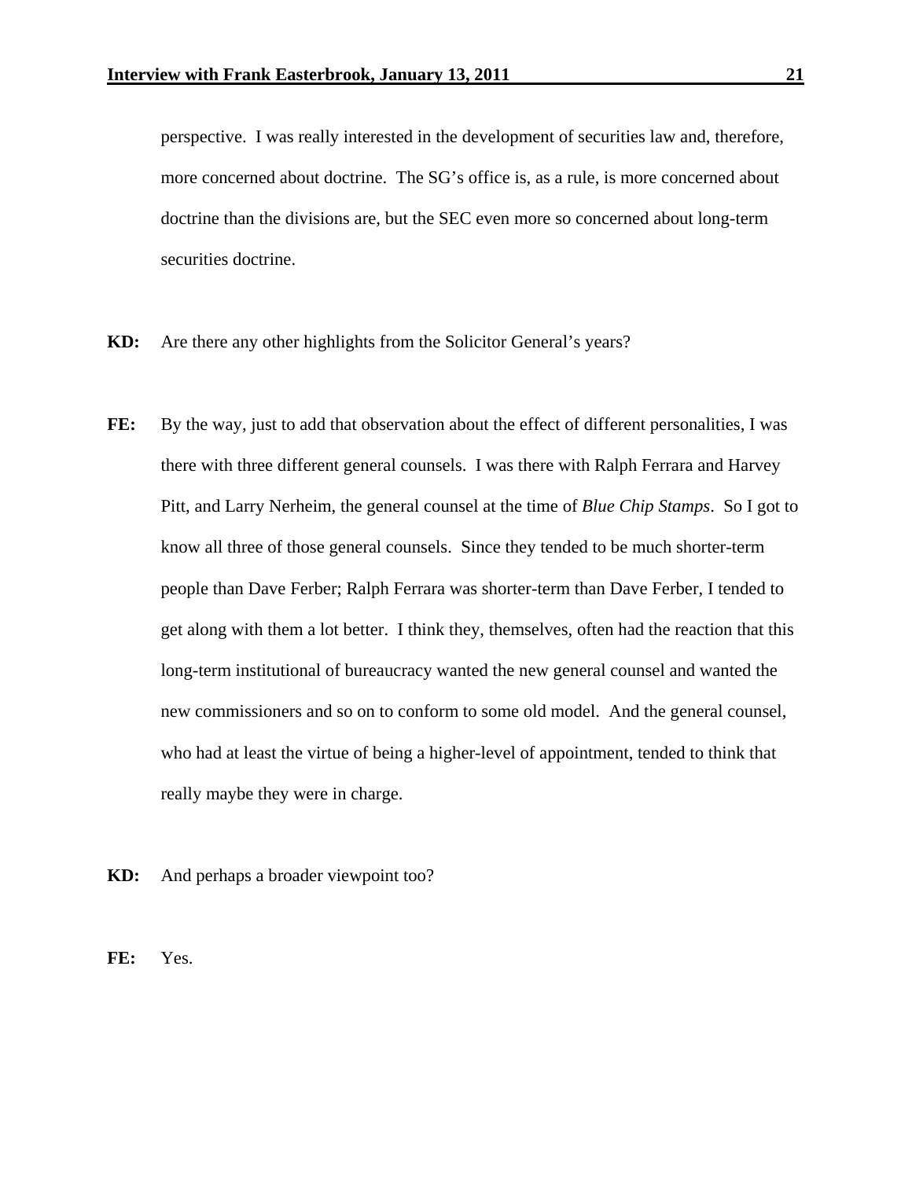perspective. I was really interested in the development of securities law and, therefore, more concerned about doctrine. The SG's office is, as a rule, is more concerned about doctrine than the divisions are, but the SEC even more so concerned about long-term securities doctrine.

**KD:** Are there any other highlights from the Solicitor General's years?

**FE:** By the way, just to add that observation about the effect of different personalities, I was there with three different general counsels. I was there with Ralph Ferrara and Harvey Pitt, and Larry Nerheim, the general counsel at the time of *Blue Chip Stamps*. So I got to know all three of those general counsels. Since they tended to be much shorter-term people than Dave Ferber; Ralph Ferrara was shorter-term than Dave Ferber, I tended to get along with them a lot better. I think they, themselves, often had the reaction that this long-term institutional of bureaucracy wanted the new general counsel and wanted the new commissioners and so on to conform to some old model. And the general counsel, who had at least the virtue of being a higher-level of appointment, tended to think that really maybe they were in charge.

**KD:** And perhaps a broader viewpoint too?

**FE:** Yes.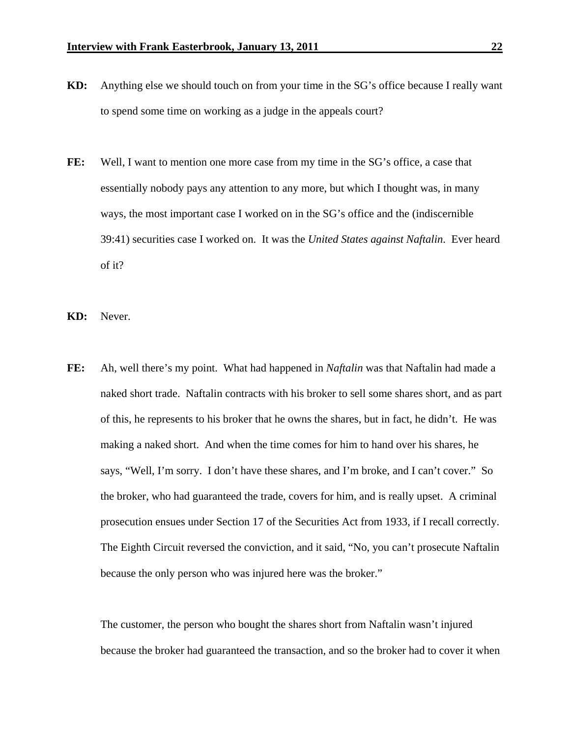**KD:** Anything else we should touch on from your time in the SG's office because I really want to spend some time on working as a judge in the appeals court?

**FE:** Well, I want to mention one more case from my time in the SG's office, a case that essentially nobody pays any attention to any more, but which I thought was, in many ways, the most important case I worked on in the SG's office and the (indiscernible 39:41) securities case I worked on. It was the *United States against Naftalin*. Ever heard of it?

**KD:** Never.

**FE:** Ah, well there's my point. What had happened in *Naftalin* was that Naftalin had made a naked short trade. Naftalin contracts with his broker to sell some shares short, and as part of this, he represents to his broker that he owns the shares, but in fact, he didn't. He was making a naked short. And when the time comes for him to hand over his shares, he says, "Well, I'm sorry. I don't have these shares, and I'm broke, and I can't cover." So the broker, who had guaranteed the trade, covers for him, and is really upset. A criminal prosecution ensues under Section 17 of the Securities Act from 1933, if I recall correctly. The Eighth Circuit reversed the conviction, and it said, "No, you can't prosecute Naftalin because the only person who was injured here was the broker."

The customer, the person who bought the shares short from Naftalin wasn't injured because the broker had guaranteed the transaction, and so the broker had to cover it when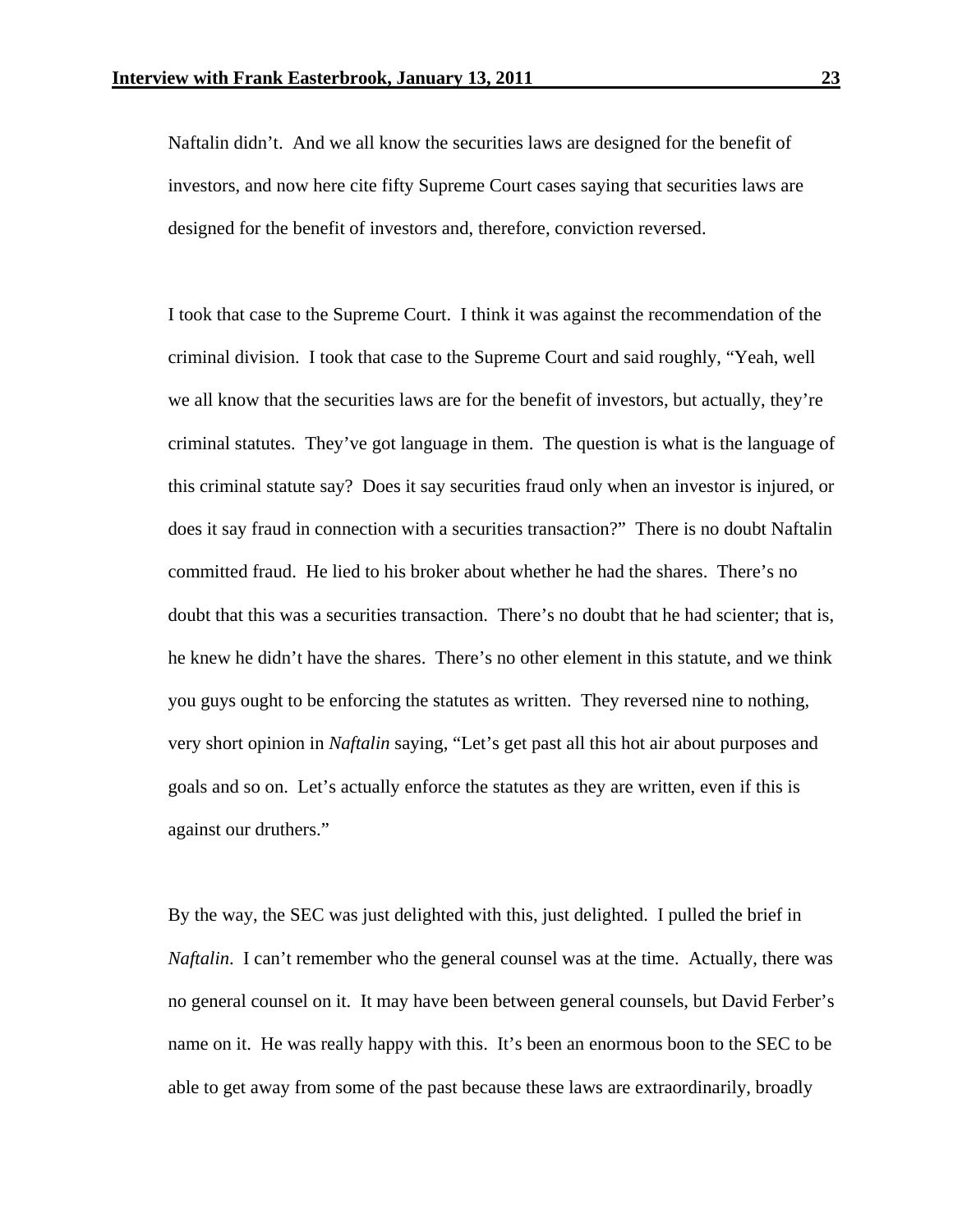Naftalin didn't. And we all know the securities laws are designed for the benefit of investors, and now here cite fifty Supreme Court cases saying that securities laws are designed for the benefit of investors and, therefore, conviction reversed.

I took that case to the Supreme Court. I think it was against the recommendation of the criminal division. I took that case to the Supreme Court and said roughly, "Yeah, well we all know that the securities laws are for the benefit of investors, but actually, they're criminal statutes. They've got language in them. The question is what is the language of this criminal statute say? Does it say securities fraud only when an investor is injured, or does it say fraud in connection with a securities transaction?" There is no doubt Naftalin committed fraud. He lied to his broker about whether he had the shares. There's no doubt that this was a securities transaction. There's no doubt that he had scienter; that is, he knew he didn't have the shares. There's no other element in this statute, and we think you guys ought to be enforcing the statutes as written. They reversed nine to nothing, very short opinion in *Naftalin* saying, "Let's get past all this hot air about purposes and goals and so on. Let's actually enforce the statutes as they are written, even if this is against our druthers."

By the way, the SEC was just delighted with this, just delighted. I pulled the brief in *Naftalin*. I can't remember who the general counsel was at the time. Actually, there was no general counsel on it. It may have been between general counsels, but David Ferber's name on it. He was really happy with this. It's been an enormous boon to the SEC to be able to get away from some of the past because these laws are extraordinarily, broadly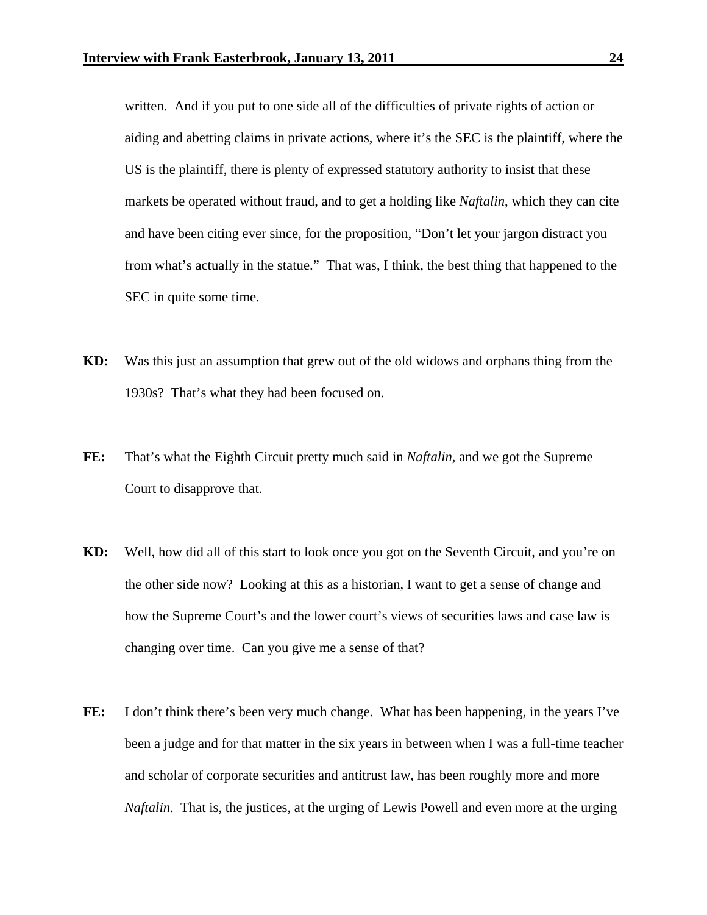written. And if you put to one side all of the difficulties of private rights of action or aiding and abetting claims in private actions, where it's the SEC is the plaintiff, where the US is the plaintiff, there is plenty of expressed statutory authority to insist that these markets be operated without fraud, and to get a holding like *Naftalin*, which they can cite and have been citing ever since, for the proposition, "Don't let your jargon distract you from what's actually in the statue." That was, I think, the best thing that happened to the SEC in quite some time.

**KD:** Was this just an assumption that grew out of the old widows and orphans thing from the 1930s? That's what they had been focused on.

**FE:** That's what the Eighth Circuit pretty much said in *Naftalin*, and we got the Supreme Court to disapprove that.

**KD:** Well, how did all of this start to look once you got on the Seventh Circuit, and you're on the other side now? Looking at this as a historian, I want to get a sense of change and how the Supreme Court's and the lower court's views of securities laws and case law is changing over time. Can you give me a sense of that?

**FE:** I don't think there's been very much change. What has been happening, in the years I've been a judge and for that matter in the six years in between when I was a full-time teacher and scholar of corporate securities and antitrust law, has been roughly more and more *Naftalin*. That is, the justices, at the urging of Lewis Powell and even more at the urging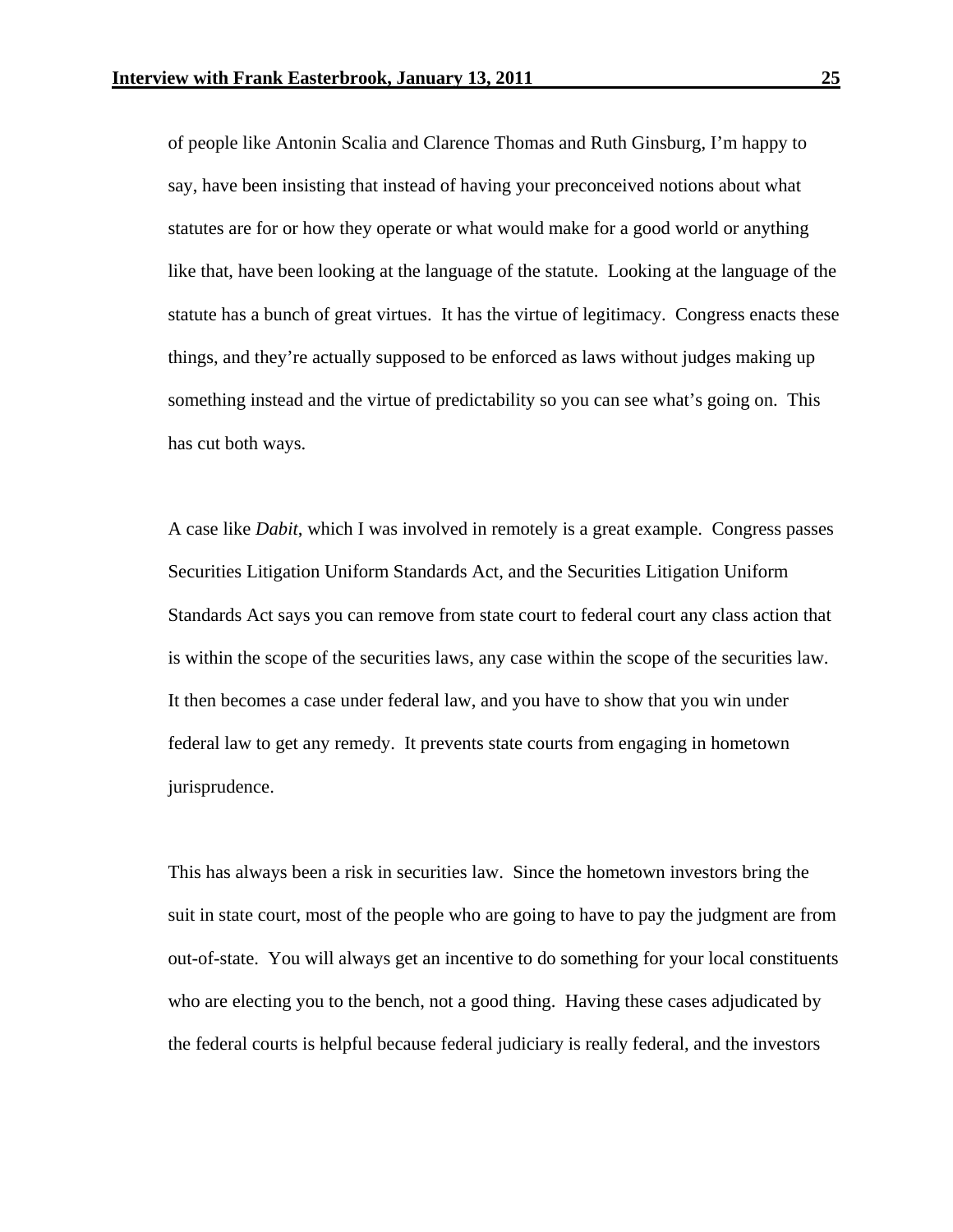of people like Antonin Scalia and Clarence Thomas and Ruth Ginsburg, I'm happy to say, have been insisting that instead of having your preconceived notions about what statutes are for or how they operate or what would make for a good world or anything like that, have been looking at the language of the statute. Looking at the language of the statute has a bunch of great virtues. It has the virtue of legitimacy. Congress enacts these things, and they're actually supposed to be enforced as laws without judges making up something instead and the virtue of predictability so you can see what's going on. This has cut both ways.

A case like *Dabit*, which I was involved in remotely is a great example. Congress passes Securities Litigation Uniform Standards Act, and the Securities Litigation Uniform Standards Act says you can remove from state court to federal court any class action that is within the scope of the securities laws, any case within the scope of the securities law. It then becomes a case under federal law, and you have to show that you win under federal law to get any remedy. It prevents state courts from engaging in hometown jurisprudence.

This has always been a risk in securities law. Since the hometown investors bring the suit in state court, most of the people who are going to have to pay the judgment are from out-of-state. You will always get an incentive to do something for your local constituents who are electing you to the bench, not a good thing. Having these cases adjudicated by the federal courts is helpful because federal judiciary is really federal, and the investors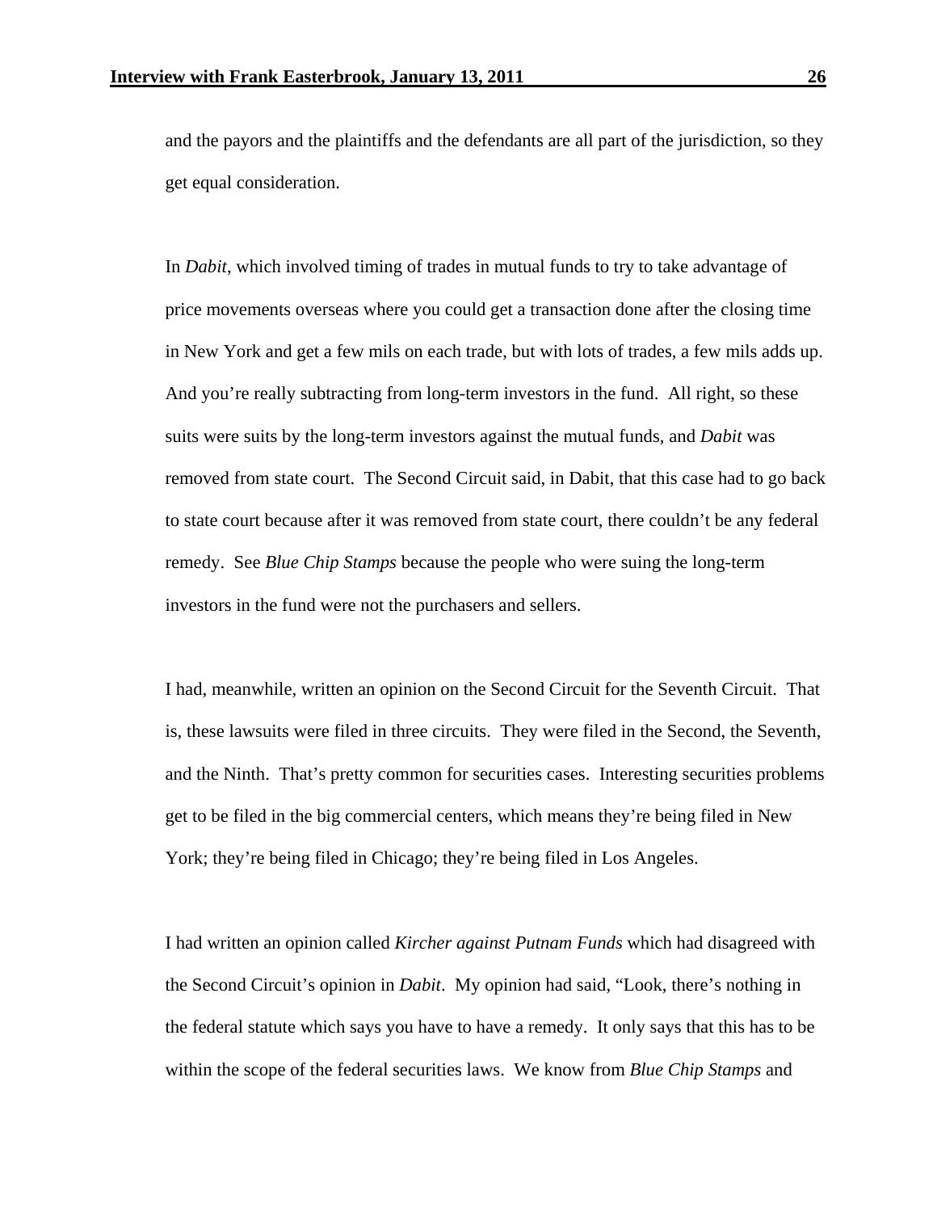and the payors and the plaintiffs and the defendants are all part of the jurisdiction, so they get equal consideration.

In *Dabit*, which involved timing of trades in mutual funds to try to take advantage of price movements overseas where you could get a transaction done after the closing time in New York and get a few mils on each trade, but with lots of trades, a few mils adds up. And you're really subtracting from long-term investors in the fund. All right, so these suits were suits by the long-term investors against the mutual funds, and *Dabit* was removed from state court. The Second Circuit said, in Dabit, that this case had to go back to state court because after it was removed from state court, there couldn't be any federal remedy. See *Blue Chip Stamps* because the people who were suing the long-term investors in the fund were not the purchasers and sellers.

I had, meanwhile, written an opinion on the Second Circuit for the Seventh Circuit. That is, these lawsuits were filed in three circuits. They were filed in the Second, the Seventh, and the Ninth. That's pretty common for securities cases. Interesting securities problems get to be filed in the big commercial centers, which means they're being filed in New York; they're being filed in Chicago; they're being filed in Los Angeles.

I had written an opinion called *Kircher against Putnam Funds* which had disagreed with the Second Circuit's opinion in *Dabit*. My opinion had said, "Look, there's nothing in the federal statute which says you have to have a remedy. It only says that this has to be within the scope of the federal securities laws. We know from *Blue Chip Stamps* and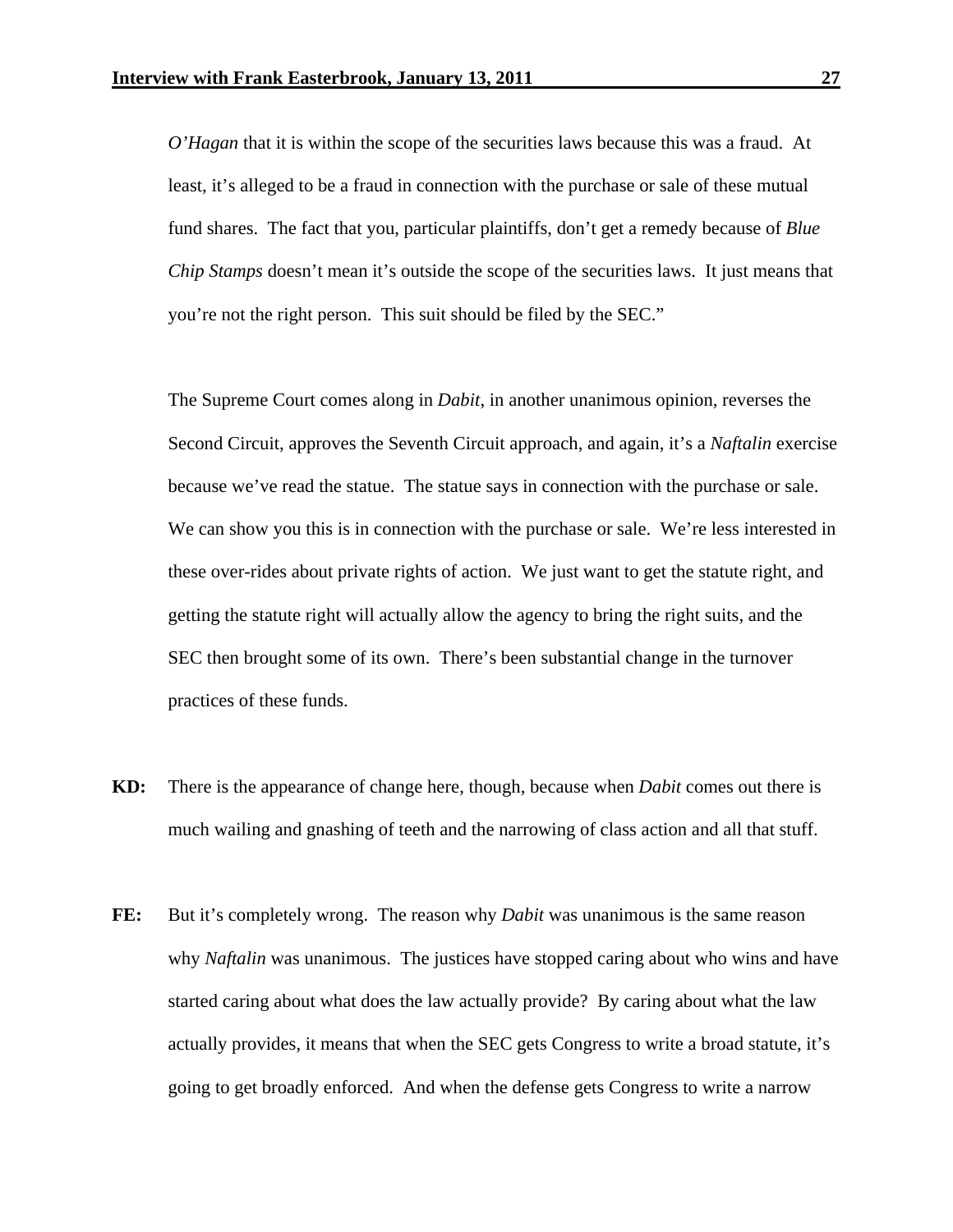*O'Hagan* that it is within the scope of the securities laws because this was a fraud. At least, it's alleged to be a fraud in connection with the purchase or sale of these mutual fund shares. The fact that you, particular plaintiffs, don't get a remedy because of *Blue Chip Stamps* doesn't mean it's outside the scope of the securities laws. It just means that you're not the right person. This suit should be filed by the SEC."

The Supreme Court comes along in *Dabit*, in another unanimous opinion, reverses the Second Circuit, approves the Seventh Circuit approach, and again, it's a *Naftalin* exercise because we've read the statue. The statue says in connection with the purchase or sale. We can show you this is in connection with the purchase or sale. We're less interested in these over-rides about private rights of action. We just want to get the statute right, and getting the statute right will actually allow the agency to bring the right suits, and the SEC then brought some of its own. There's been substantial change in the turnover practices of these funds.

**KD:** There is the appearance of change here, though, because when *Dabit* comes out there is much wailing and gnashing of teeth and the narrowing of class action and all that stuff.

**FE:** But it's completely wrong. The reason why *Dabit* was unanimous is the same reason why *Naftalin* was unanimous. The justices have stopped caring about who wins and have started caring about what does the law actually provide? By caring about what the law actually provides, it means that when the SEC gets Congress to write a broad statute, it's going to get broadly enforced. And when the defense gets Congress to write a narrow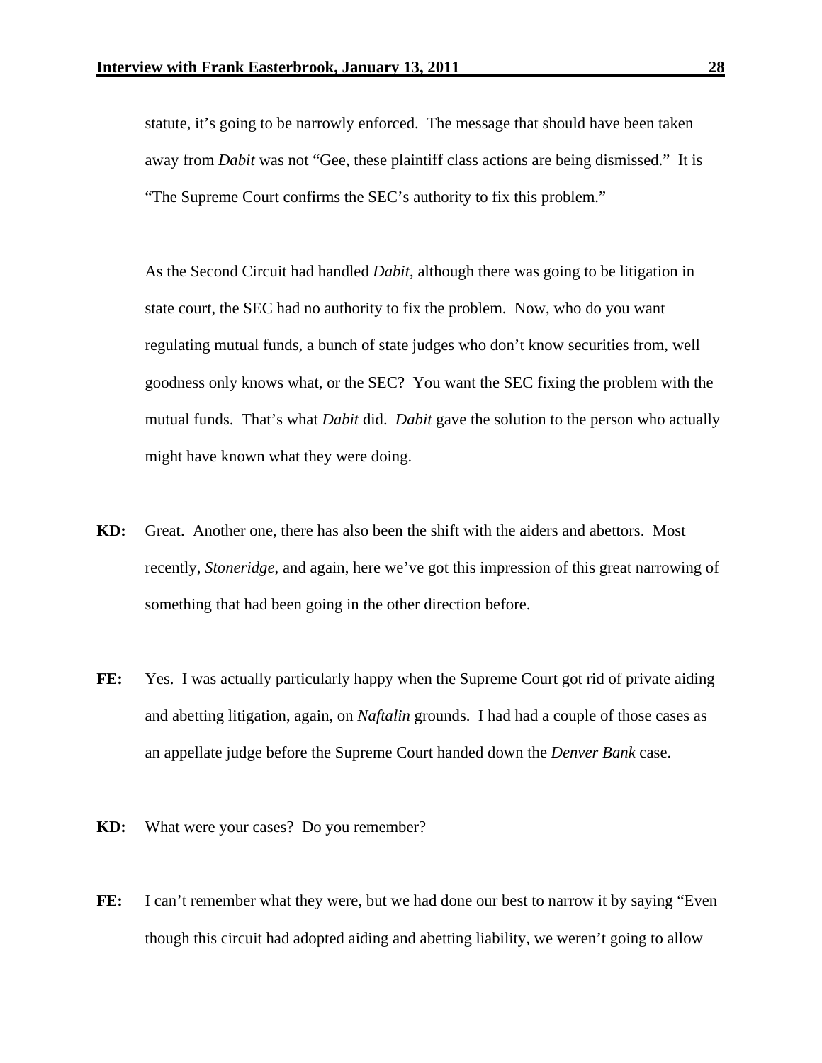statute, it's going to be narrowly enforced. The message that should have been taken away from *Dabit* was not "Gee, these plaintiff class actions are being dismissed." It is "The Supreme Court confirms the SEC's authority to fix this problem."

As the Second Circuit had handled *Dabit*, although there was going to be litigation in state court, the SEC had no authority to fix the problem. Now, who do you want regulating mutual funds, a bunch of state judges who don't know securities from, well goodness only knows what, or the SEC? You want the SEC fixing the problem with the mutual funds. That's what *Dabit* did. *Dabit* gave the solution to the person who actually might have known what they were doing.

**KD:** Great. Another one, there has also been the shift with the aiders and abettors. Most recently, *Stoneridge*, and again, here we've got this impression of this great narrowing of something that had been going in the other direction before.

**FE:** Yes. I was actually particularly happy when the Supreme Court got rid of private aiding and abetting litigation, again, on *Naftalin* grounds. I had had a couple of those cases as an appellate judge before the Supreme Court handed down the *Denver Bank* case.

**KD:** What were your cases? Do you remember?

**FE:** I can't remember what they were, but we had done our best to narrow it by saying "Even though this circuit had adopted aiding and abetting liability, we weren't going to allow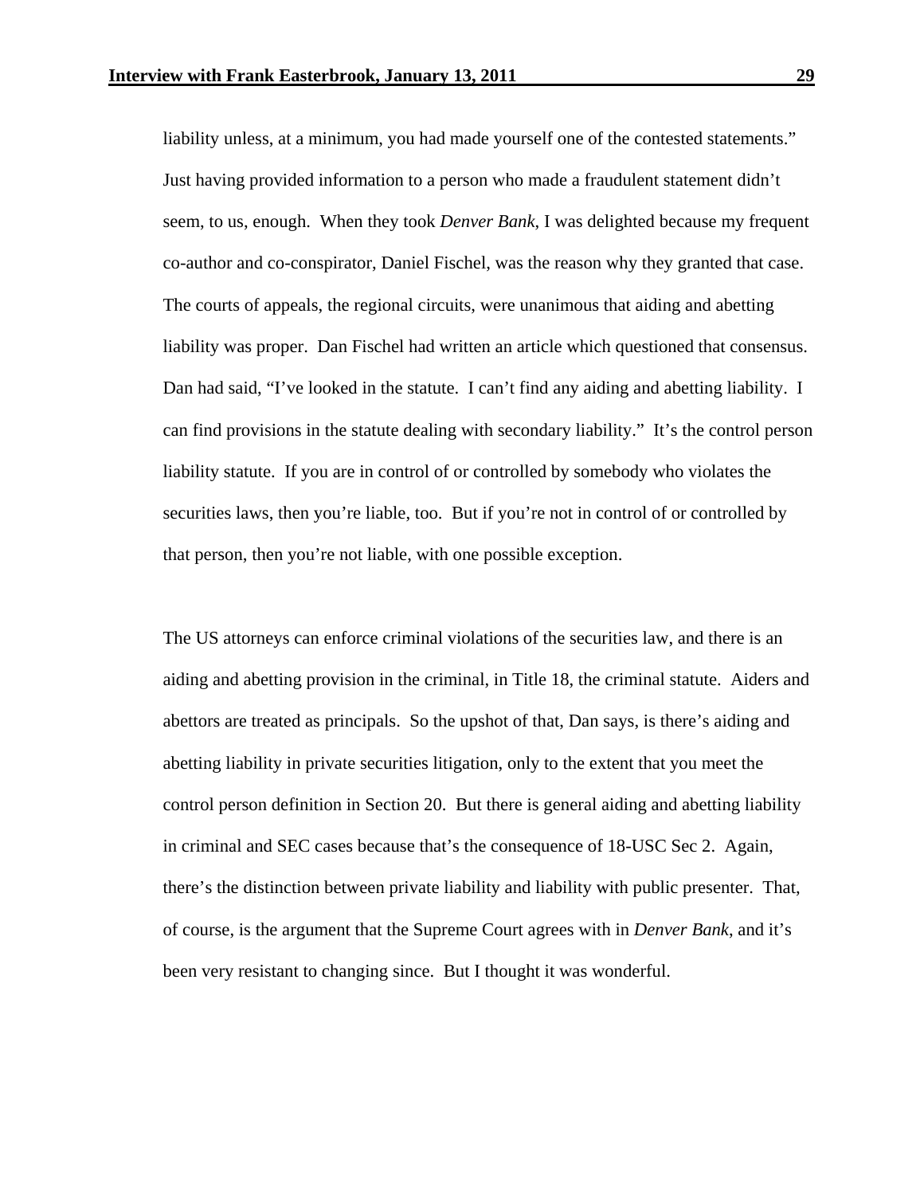liability unless, at a minimum, you had made yourself one of the contested statements." Just having provided information to a person who made a fraudulent statement didn't seem, to us, enough. When they took *Denver Bank*, I was delighted because my frequent co-author and co-conspirator, Daniel Fischel, was the reason why they granted that case. The courts of appeals, the regional circuits, were unanimous that aiding and abetting liability was proper. Dan Fischel had written an article which questioned that consensus. Dan had said, "I've looked in the statute. I can't find any aiding and abetting liability. I can find provisions in the statute dealing with secondary liability." It's the control person liability statute. If you are in control of or controlled by somebody who violates the securities laws, then you're liable, too. But if you're not in control of or controlled by that person, then you're not liable, with one possible exception.

The US attorneys can enforce criminal violations of the securities law, and there is an aiding and abetting provision in the criminal, in Title 18, the criminal statute. Aiders and abettors are treated as principals. So the upshot of that, Dan says, is there's aiding and abetting liability in private securities litigation, only to the extent that you meet the control person definition in Section 20. But there is general aiding and abetting liability in criminal and SEC cases because that's the consequence of 18-USC Sec 2. Again, there's the distinction between private liability and liability with public presenter. That, of course, is the argument that the Supreme Court agrees with in *Denver Bank*, and it's been very resistant to changing since. But I thought it was wonderful.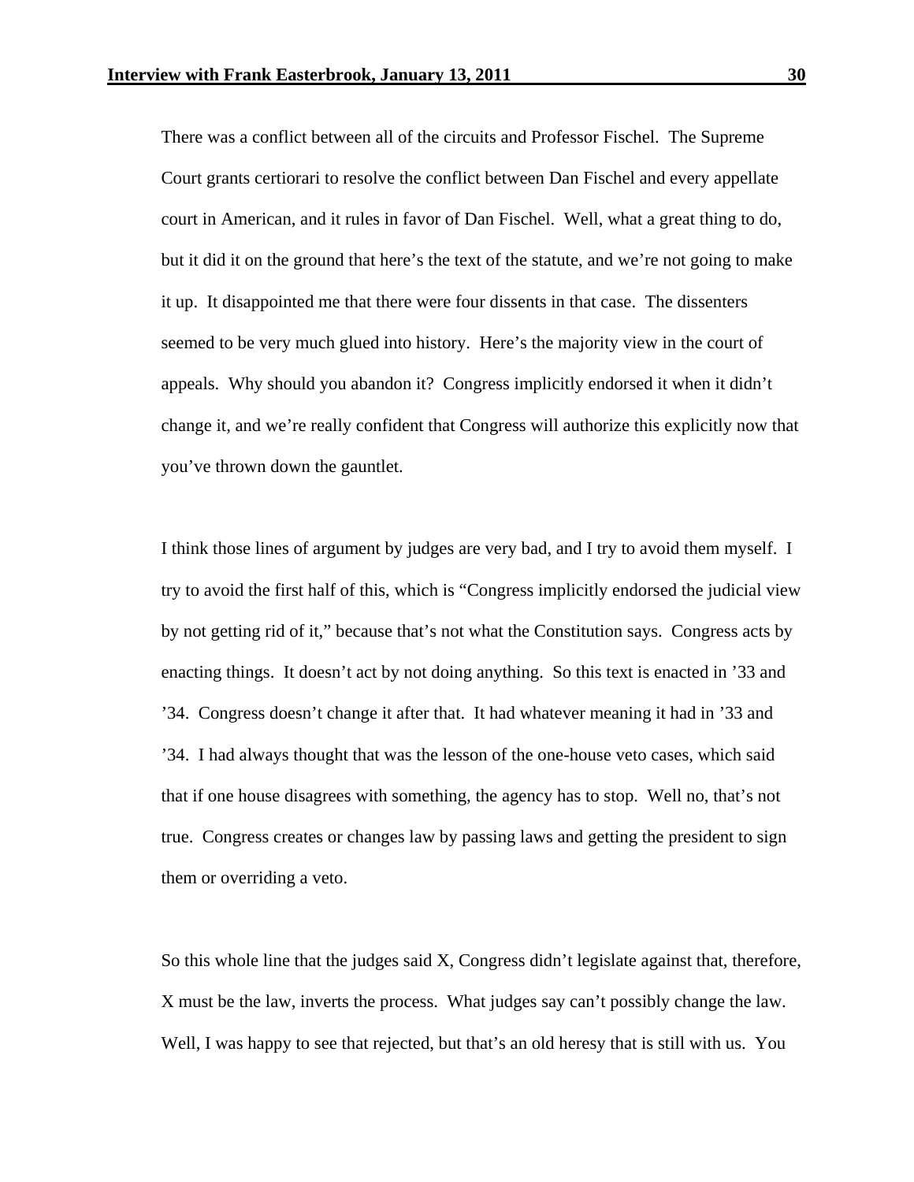There was a conflict between all of the circuits and Professor Fischel. The Supreme Court grants certiorari to resolve the conflict between Dan Fischel and every appellate court in American, and it rules in favor of Dan Fischel. Well, what a great thing to do, but it did it on the ground that here's the text of the statute, and we're not going to make it up. It disappointed me that there were four dissents in that case. The dissenters seemed to be very much glued into history. Here's the majority view in the court of appeals. Why should you abandon it? Congress implicitly endorsed it when it didn't change it, and we're really confident that Congress will authorize this explicitly now that you've thrown down the gauntlet.

I think those lines of argument by judges are very bad, and I try to avoid them myself. I try to avoid the first half of this, which is "Congress implicitly endorsed the judicial view by not getting rid of it," because that's not what the Constitution says. Congress acts by enacting things. It doesn't act by not doing anything. So this text is enacted in '33 and '34. Congress doesn't change it after that. It had whatever meaning it had in '33 and '34. I had always thought that was the lesson of the one-house veto cases, which said that if one house disagrees with something, the agency has to stop. Well no, that's not true. Congress creates or changes law by passing laws and getting the president to sign them or overriding a veto.

So this whole line that the judges said X, Congress didn't legislate against that, therefore, X must be the law, inverts the process. What judges say can't possibly change the law. Well, I was happy to see that rejected, but that's an old heresy that is still with us. You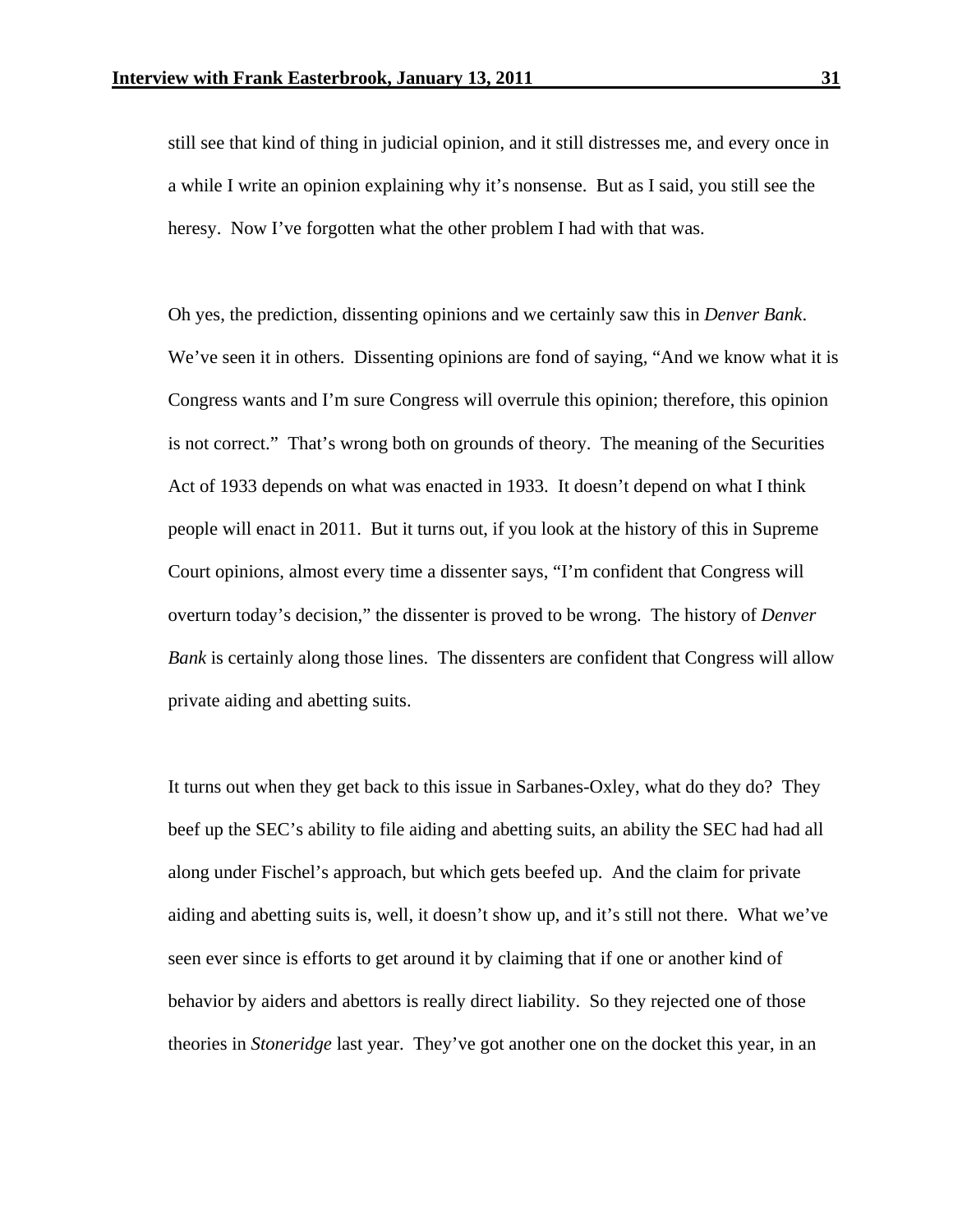still see that kind of thing in judicial opinion, and it still distresses me, and every once in a while I write an opinion explaining why it's nonsense. But as I said, you still see the heresy. Now I've forgotten what the other problem I had with that was.

Oh yes, the prediction, dissenting opinions and we certainly saw this in *Denver Bank*. We've seen it in others. Dissenting opinions are fond of saying, "And we know what it is Congress wants and I'm sure Congress will overrule this opinion; therefore, this opinion is not correct." That's wrong both on grounds of theory. The meaning of the Securities Act of 1933 depends on what was enacted in 1933. It doesn't depend on what I think people will enact in 2011. But it turns out, if you look at the history of this in Supreme Court opinions, almost every time a dissenter says, "I'm confident that Congress will overturn today's decision," the dissenter is proved to be wrong. The history of *Denver Bank* is certainly along those lines. The dissenters are confident that Congress will allow private aiding and abetting suits.

It turns out when they get back to this issue in Sarbanes-Oxley, what do they do? They beef up the SEC's ability to file aiding and abetting suits, an ability the SEC had had all along under Fischel's approach, but which gets beefed up. And the claim for private aiding and abetting suits is, well, it doesn't show up, and it's still not there. What we've seen ever since is efforts to get around it by claiming that if one or another kind of behavior by aiders and abettors is really direct liability. So they rejected one of those theories in *Stoneridge* last year. They've got another one on the docket this year, in an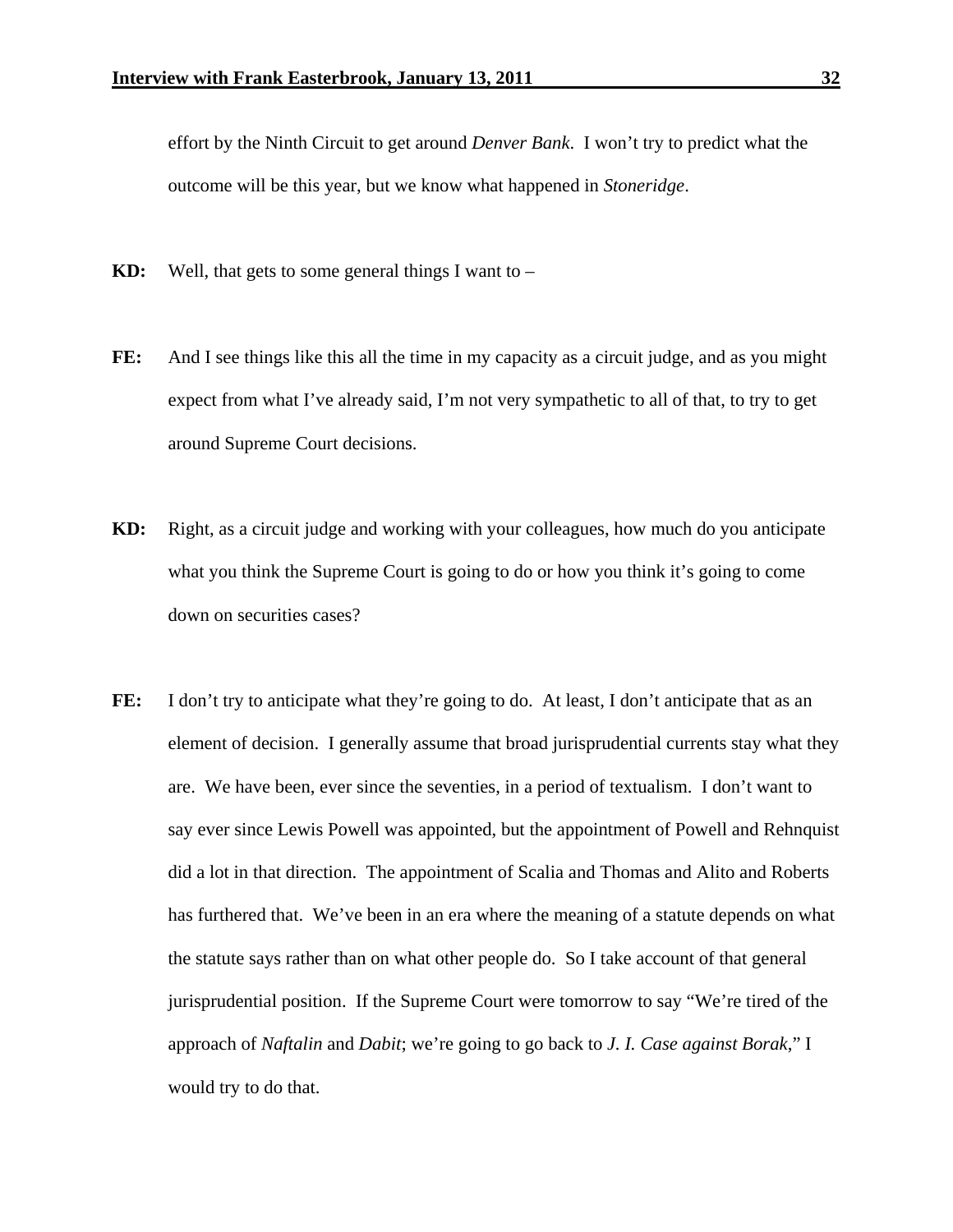effort by the Ninth Circuit to get around *Denver Bank*. I won't try to predict what the outcome will be this year, but we know what happened in *Stoneridge*.

**KD:** Well, that gets to some general things I want to –

**FE:** And I see things like this all the time in my capacity as a circuit judge, and as you might expect from what I've already said, I'm not very sympathetic to all of that, to try to get around Supreme Court decisions.

**KD:** Right, as a circuit judge and working with your colleagues, how much do you anticipate what you think the Supreme Court is going to do or how you think it's going to come down on securities cases?

**FE:** I don't try to anticipate what they're going to do. At least, I don't anticipate that as an element of decision. I generally assume that broad jurisprudential currents stay what they are. We have been, ever since the seventies, in a period of textualism. I don't want to say ever since Lewis Powell was appointed, but the appointment of Powell and Rehnquist did a lot in that direction. The appointment of Scalia and Thomas and Alito and Roberts has furthered that. We've been in an era where the meaning of a statute depends on what the statute says rather than on what other people do. So I take account of that general jurisprudential position. If the Supreme Court were tomorrow to say "We're tired of the approach of *Naftalin* and *Dabit*; we're going to go back to *J. I. Case against Borak*," I would try to do that.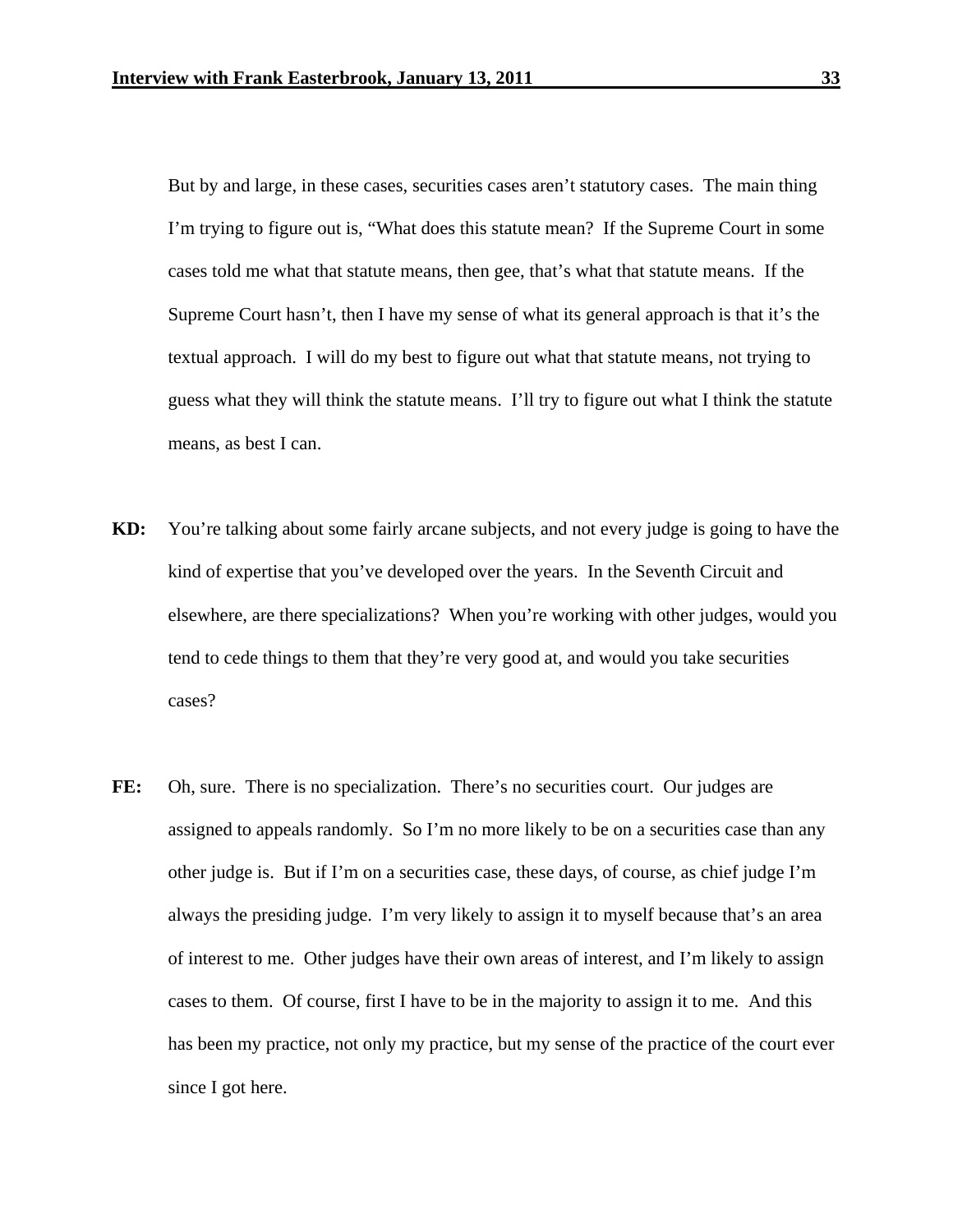But by and large, in these cases, securities cases aren't statutory cases. The main thing I'm trying to figure out is, "What does this statute mean? If the Supreme Court in some cases told me what that statute means, then gee, that's what that statute means. If the Supreme Court hasn't, then I have my sense of what its general approach is that it's the textual approach. I will do my best to figure out what that statute means, not trying to guess what they will think the statute means. I'll try to figure out what I think the statute means, as best I can.

**KD:** You're talking about some fairly arcane subjects, and not every judge is going to have the kind of expertise that you've developed over the years. In the Seventh Circuit and elsewhere, are there specializations? When you're working with other judges, would you tend to cede things to them that they're very good at, and would you take securities cases?

**FE:** Oh, sure. There is no specialization. There's no securities court. Our judges are assigned to appeals randomly. So I'm no more likely to be on a securities case than any other judge is. But if I'm on a securities case, these days, of course, as chief judge I'm always the presiding judge. I'm very likely to assign it to myself because that's an area of interest to me. Other judges have their own areas of interest, and I'm likely to assign cases to them. Of course, first I have to be in the majority to assign it to me. And this has been my practice, not only my practice, but my sense of the practice of the court ever since I got here.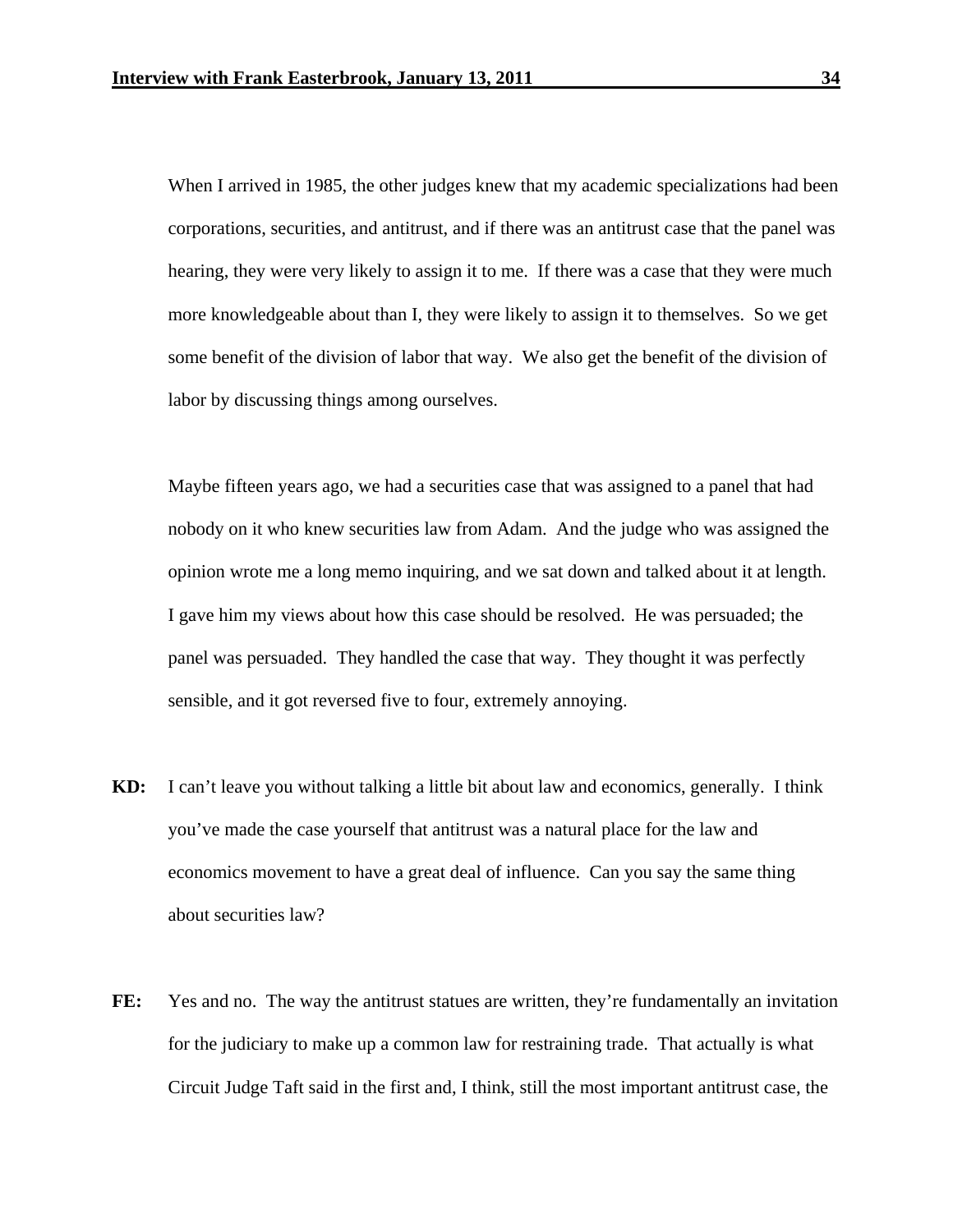When I arrived in 1985, the other judges knew that my academic specializations had been corporations, securities, and antitrust, and if there was an antitrust case that the panel was hearing, they were very likely to assign it to me. If there was a case that they were much more knowledgeable about than I, they were likely to assign it to themselves. So we get some benefit of the division of labor that way. We also get the benefit of the division of labor by discussing things among ourselves.

Maybe fifteen years ago, we had a securities case that was assigned to a panel that had nobody on it who knew securities law from Adam. And the judge who was assigned the opinion wrote me a long memo inquiring, and we sat down and talked about it at length. I gave him my views about how this case should be resolved. He was persuaded; the panel was persuaded. They handled the case that way. They thought it was perfectly sensible, and it got reversed five to four, extremely annoying.

**KD:** I can't leave you without talking a little bit about law and economics, generally. I think you've made the case yourself that antitrust was a natural place for the law and economics movement to have a great deal of influence. Can you say the same thing about securities law?

**FE:** Yes and no. The way the antitrust statues are written, they're fundamentally an invitation for the judiciary to make up a common law for restraining trade. That actually is what Circuit Judge Taft said in the first and, I think, still the most important antitrust case, the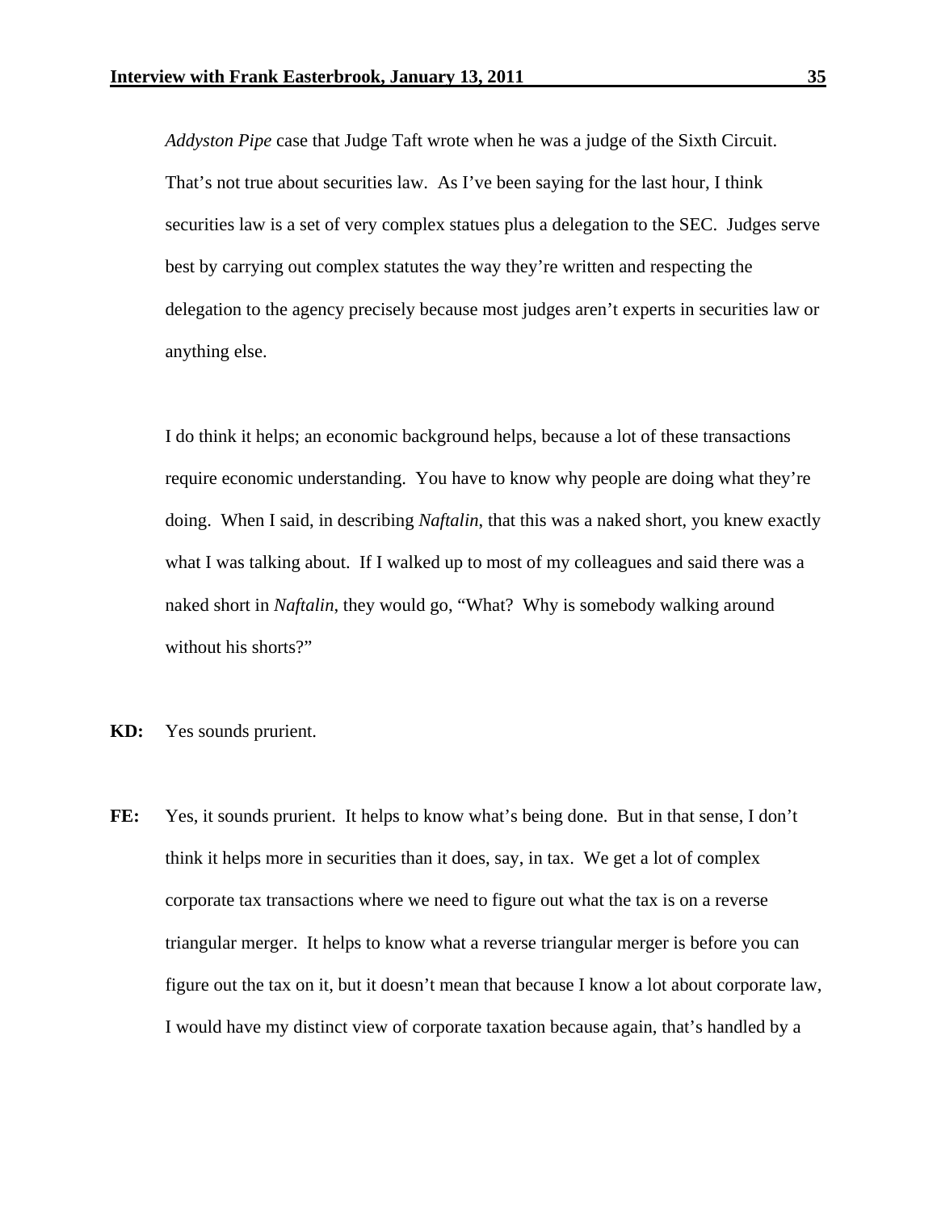*Addyston Pipe* case that Judge Taft wrote when he was a judge of the Sixth Circuit. That's not true about securities law. As I've been saying for the last hour, I think securities law is a set of very complex statues plus a delegation to the SEC. Judges serve best by carrying out complex statutes the way they're written and respecting the delegation to the agency precisely because most judges aren't experts in securities law or anything else.

I do think it helps; an economic background helps, because a lot of these transactions require economic understanding. You have to know why people are doing what they're doing. When I said, in describing *Naftalin*, that this was a naked short, you knew exactly what I was talking about. If I walked up to most of my colleagues and said there was a naked short in *Naftalin*, they would go, "What? Why is somebody walking around without his shorts?"

**KD:** Yes sounds prurient.

**FE:** Yes, it sounds prurient. It helps to know what's being done. But in that sense, I don't think it helps more in securities than it does, say, in tax. We get a lot of complex corporate tax transactions where we need to figure out what the tax is on a reverse triangular merger. It helps to know what a reverse triangular merger is before you can figure out the tax on it, but it doesn't mean that because I know a lot about corporate law, I would have my distinct view of corporate taxation because again, that's handled by a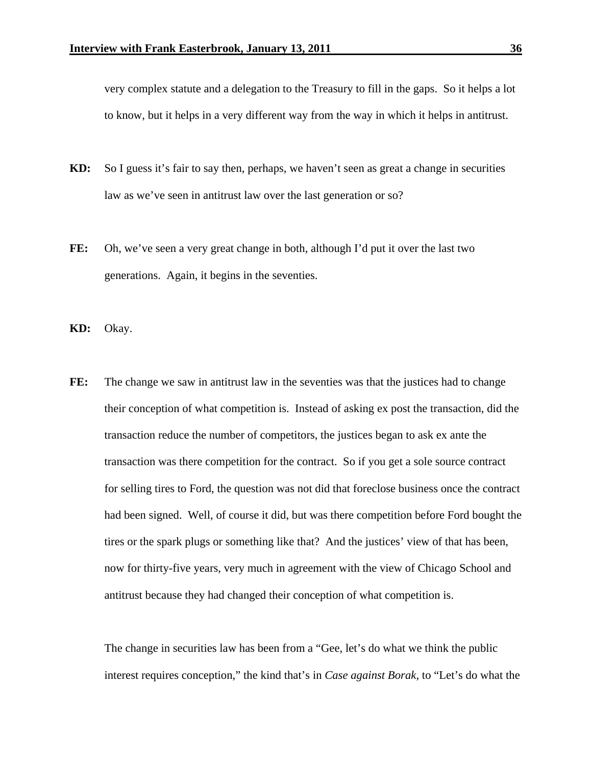very complex statute and a delegation to the Treasury to fill in the gaps. So it helps a lot to know, but it helps in a very different way from the way in which it helps in antitrust.

**KD:** So I guess it's fair to say then, perhaps, we haven't seen as great a change in securities law as we've seen in antitrust law over the last generation or so?

**FE:** Oh, we've seen a very great change in both, although I'd put it over the last two generations. Again, it begins in the seventies.

**KD:** Okay.

**FE:** The change we saw in antitrust law in the seventies was that the justices had to change their conception of what competition is. Instead of asking ex post the transaction, did the transaction reduce the number of competitors, the justices began to ask ex ante the transaction was there competition for the contract. So if you get a sole source contract for selling tires to Ford, the question was not did that foreclose business once the contract had been signed. Well, of course it did, but was there competition before Ford bought the tires or the spark plugs or something like that? And the justices' view of that has been, now for thirty-five years, very much in agreement with the view of Chicago School and antitrust because they had changed their conception of what competition is.

The change in securities law has been from a "Gee, let's do what we think the public interest requires conception," the kind that's in *Case against Borak*, to "Let's do what the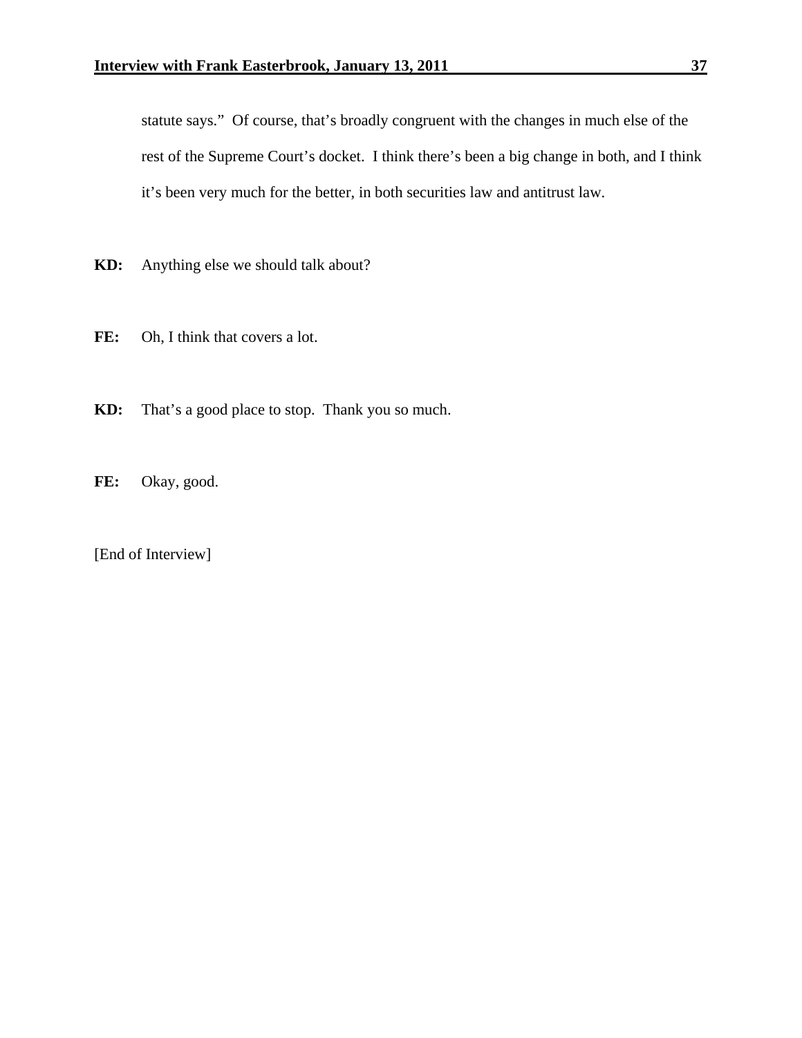statute says." Of course, that's broadly congruent with the changes in much else of the rest of the Supreme Court's docket. I think there's been a big change in both, and I think it's been very much for the better, in both securities law and antitrust law.

**KD:** Anything else we should talk about?

**FE:** Oh, I think that covers a lot.

**KD:** That's a good place to stop. Thank you so much.

**FE:** Okay, good.

[End of Interview]